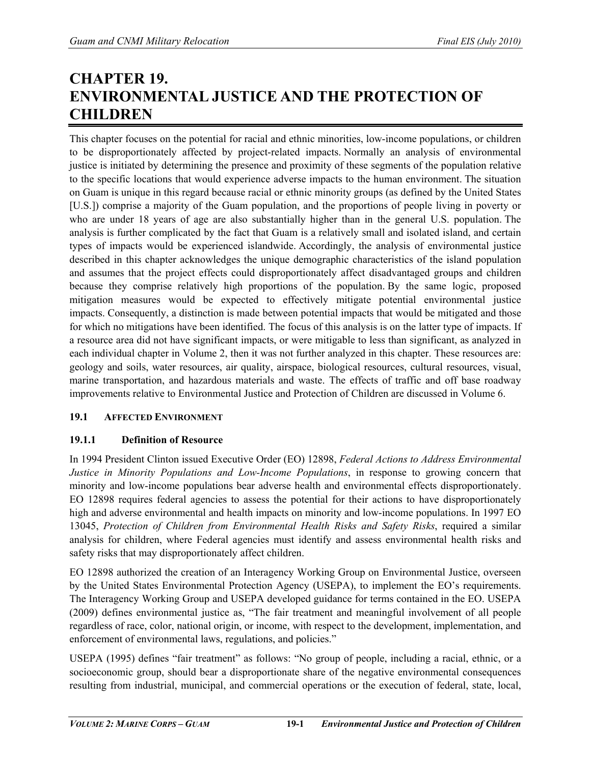# CHAPTER 19. ENVIRONMENTAL JUSTICE AND THE PROTECTION OF CHILDREN

This chapter focuses on the potential for racial and ethnic minorities, low-income populations, or children to be disproportionately affected by project-related impacts. Normally an analysis of environmental justice is initiated by determining the presence and proximity of these segments of the population relative to the specific locations that would experience adverse impacts to the human environment. The situation on Guam is unique in this regard because racial or ethnic minority groups (as defined by the United States [U.S.]) comprise a majority of the Guam population, and the proportions of people living in poverty or who are under 18 years of age are also substantially higher than in the general U.S. population. The analysis is further complicated by the fact that Guam is a relatively small and isolated island, and certain types of impacts would be experienced islandwide. Accordingly, the analysis of environmental justice described in this chapter acknowledges the unique demographic characteristics of the island population and assumes that the project effects could disproportionately affect disadvantaged groups and children because they comprise relatively high proportions of the population. By the same logic, proposed mitigation measures would be expected to effectively mitigate potential environmental justice impacts. Consequently, a distinction is made between potential impacts that would be mitigated and those for which no mitigations have been identified. The focus of this analysis is on the latter type of impacts. If a resource area did not have significant impacts, or were mitigable to less than significant, as analyzed in each individual chapter in Volume 2, then it was not further analyzed in this chapter. These resources are: geology and soils, water resources, air quality, airspace, biological resources, cultural resources, visual, marine transportation, and hazardous materials and waste. The effects of traffic and off base roadway improvements relative to Environmental Justice and Protection of Children are discussed in Volume 6.

## 19.1 AFFECTED ENVIRONMENT

### 19.1.1 Definition of Resource

In 1994 President Clinton issued Executive Order (EO) 12898, *Federal Actions to Address Environmental Justice in Minority Populations and Low-Income Populations*, in response to growing concern that minority and low-income populations bear adverse health and environmental effects disproportionately. EO 12898 requires federal agencies to assess the potential for their actions to have disproportionately high and adverse environmental and health impacts on minority and low-income populations. In 1997 EO 13045, *Protection of Children from Environmental Health Risks and Safety Risks*, required a similar analysis for children, where Federal agencies must identify and assess environmental health risks and safety risks that may disproportionately affect children.

EO 12898 authorized the creation of an Interagency Working Group on Environmental Justice, overseen by the United States Environmental Protection Agency (USEPA), to implement the EO's requirements. The Interagency Working Group and USEPA developed guidance for terms contained in the EO. USEPA (2009) defines environmental justice as, "The fair treatment and meaningful involvement of all people regardless of race, color, national origin, or income, with respect to the development, implementation, and enforcement of environmental laws, regulations, and policies."

USEPA (1995) defines "fair treatment" as follows: "No group of people, including a racial, ethnic, or a socioeconomic group, should bear a disproportionate share of the negative environmental consequences resulting from industrial, municipal, and commercial operations or the execution of federal, state, local,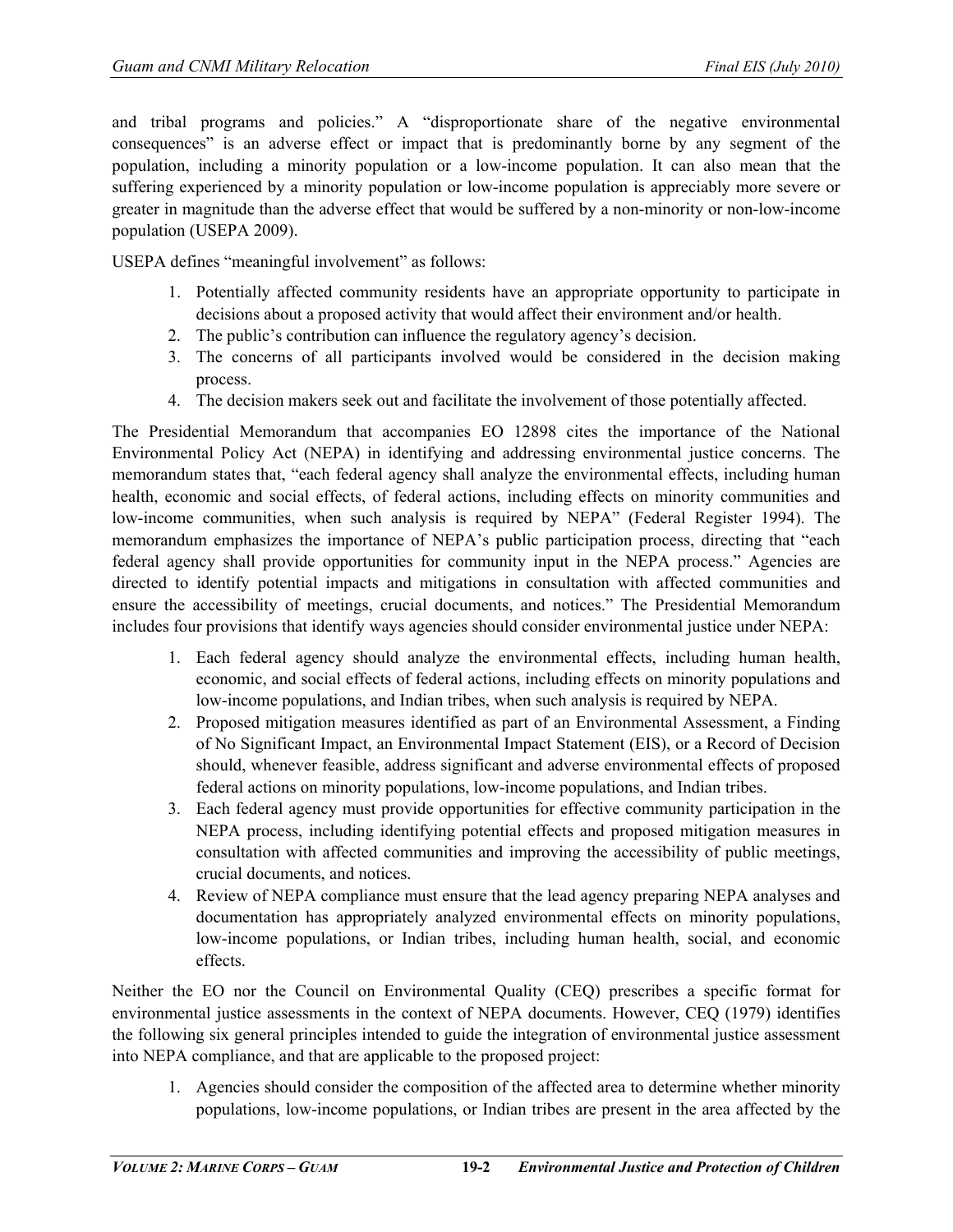and tribal programs and policies." A "disproportionate share of the negative environmental consequences" is an adverse effect or impact that is predominantly borne by any segment of the population, including a minority population or a low-income population. It can also mean that the suffering experienced by a minority population or low-income population is appreciably more severe or greater in magnitude than the adverse effect that would be suffered by a non-minority or non-low-income population (USEPA 2009).

USEPA defines "meaningful involvement" as follows:

1. Potentially affected community residents have an appropriate opportunity to participate in decisions about a proposed activity that would affect their environment and/or health.
2. The public's contribution can influence the regulatory agency's decision.
3. The concerns of all participants involved would be considered in the decision making process.
4. The decision makers seek out and facilitate the involvement of those potentially affected.

The Presidential Memorandum that accompanies EO 12898 cites the importance of the National Environmental Policy Act (NEPA) in identifying and addressing environmental justice concerns. The memorandum states that, "each federal agency shall analyze the environmental effects, including human health, economic and social effects, of federal actions, including effects on minority communities and low-income communities, when such analysis is required by NEPA" (Federal Register 1994). The memorandum emphasizes the importance of NEPA's public participation process, directing that "each federal agency shall provide opportunities for community input in the NEPA process." Agencies are directed to identify potential impacts and mitigations in consultation with affected communities and ensure the accessibility of meetings, crucial documents, and notices." The Presidential Memorandum includes four provisions that identify ways agencies should consider environmental justice under NEPA:

1. Each federal agency should analyze the environmental effects, including human health, economic, and social effects of federal actions, including effects on minority populations and low-income populations, and Indian tribes, when such analysis is required by NEPA.
2. Proposed mitigation measures identified as part of an Environmental Assessment, a Finding of No Significant Impact, an Environmental Impact Statement (EIS), or a Record of Decision should, whenever feasible, address significant and adverse environmental effects of proposed federal actions on minority populations, low-income populations, and Indian tribes.
3. Each federal agency must provide opportunities for effective community participation in the NEPA process, including identifying potential effects and proposed mitigation measures in consultation with affected communities and improving the accessibility of public meetings, crucial documents, and notices.
4. Review of NEPA compliance must ensure that the lead agency preparing NEPA analyses and documentation has appropriately analyzed environmental effects on minority populations, low-income populations, or Indian tribes, including human health, social, and economic effects.

Neither the EO nor the Council on Environmental Quality (CEQ) prescribes a specific format for environmental justice assessments in the context of NEPA documents. However, CEQ (1979) identifies the following six general principles intended to guide the integration of environmental justice assessment into NEPA compliance, and that are applicable to the proposed project:

1. Agencies should consider the composition of the affected area to determine whether minority populations, low-income populations, or Indian tribes are present in the area affected by the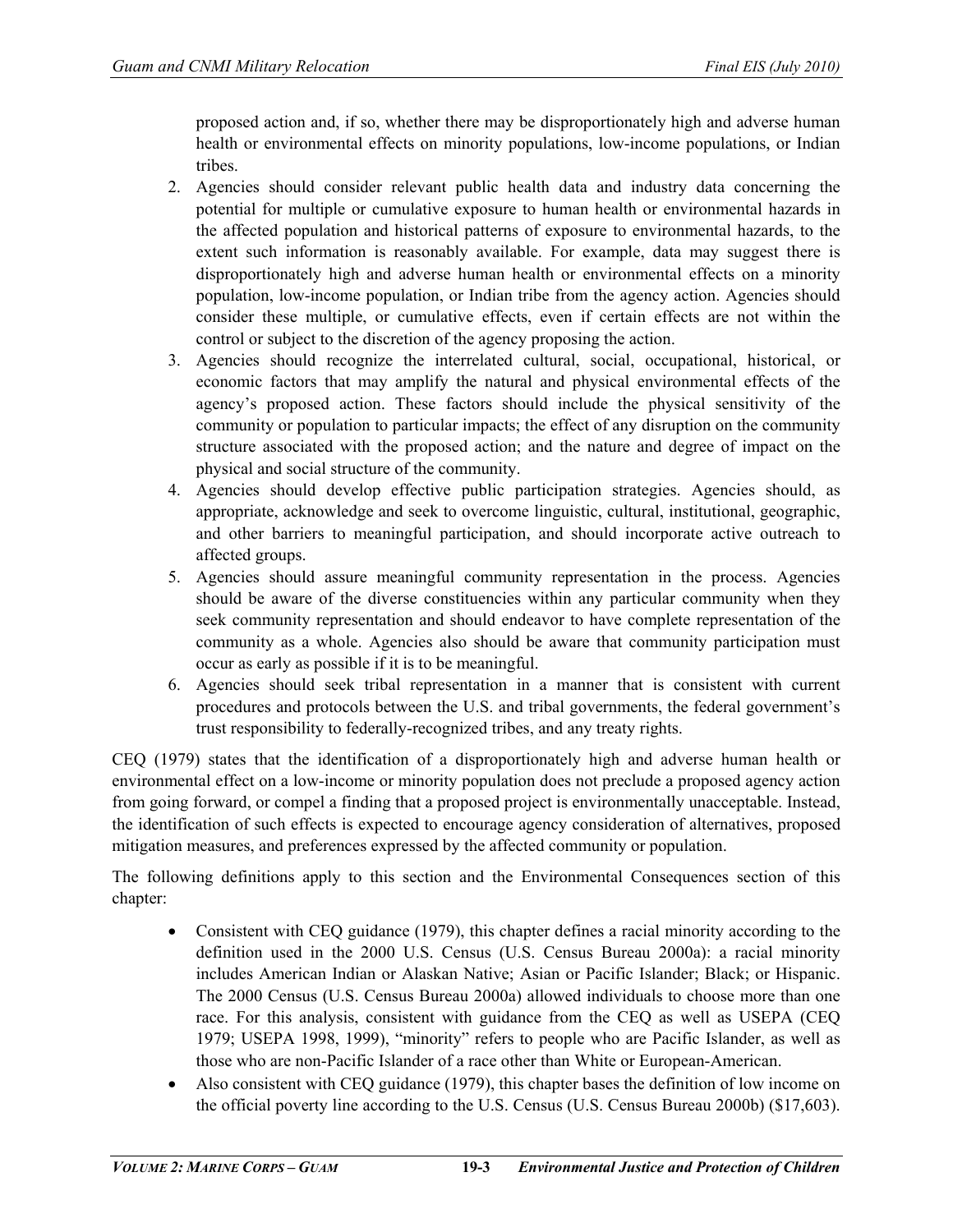proposed action and, if so, whether there may be disproportionately high and adverse human health or environmental effects on minority populations, low-income populations, or Indian tribes.

2. Agencies should consider relevant public health data and industry data concerning the potential for multiple or cumulative exposure to human health or environmental hazards in the affected population and historical patterns of exposure to environmental hazards, to the extent such information is reasonably available. For example, data may suggest there is disproportionately high and adverse human health or environmental effects on a minority population, low-income population, or Indian tribe from the agency action. Agencies should consider these multiple, or cumulative effects, even if certain effects are not within the control or subject to the discretion of the agency proposing the action.
3. Agencies should recognize the interrelated cultural, social, occupational, historical, or economic factors that may amplify the natural and physical environmental effects of the agency's proposed action. These factors should include the physical sensitivity of the community or population to particular impacts; the effect of any disruption on the community structure associated with the proposed action; and the nature and degree of impact on the physical and social structure of the community.
4. Agencies should develop effective public participation strategies. Agencies should, as appropriate, acknowledge and seek to overcome linguistic, cultural, institutional, geographic, and other barriers to meaningful participation, and should incorporate active outreach to affected groups.
5. Agencies should assure meaningful community representation in the process. Agencies should be aware of the diverse constituencies within any particular community when they seek community representation and should endeavor to have complete representation of the community as a whole. Agencies also should be aware that community participation must occur as early as possible if it is to be meaningful.
6. Agencies should seek tribal representation in a manner that is consistent with current procedures and protocols between the U.S. and tribal governments, the federal government's trust responsibility to federally-recognized tribes, and any treaty rights.

CEQ (1979) states that the identification of a disproportionately high and adverse human health or environmental effect on a low-income or minority population does not preclude a proposed agency action from going forward, or compel a finding that a proposed project is environmentally unacceptable. Instead, the identification of such effects is expected to encourage agency consideration of alternatives, proposed mitigation measures, and preferences expressed by the affected community or population.

The following definitions apply to this section and the Environmental Consequences section of this chapter:

- Consistent with CEQ guidance (1979), this chapter defines a racial minority according to the definition used in the 2000 U.S. Census (U.S. Census Bureau 2000a): a racial minority includes American Indian or Alaskan Native; Asian or Pacific Islander; Black; or Hispanic. The 2000 Census (U.S. Census Bureau 2000a) allowed individuals to choose more than one race. For this analysis, consistent with guidance from the CEQ as well as USEPA (CEQ 1979; USEPA 1998, 1999), "minority" refers to people who are Pacific Islander, as well as those who are non-Pacific Islander of a race other than White or European-American.
- Also consistent with CEQ guidance (1979), this chapter bases the definition of low income on the official poverty line according to the U.S. Census (U.S. Census Bureau 2000b) ($17,603).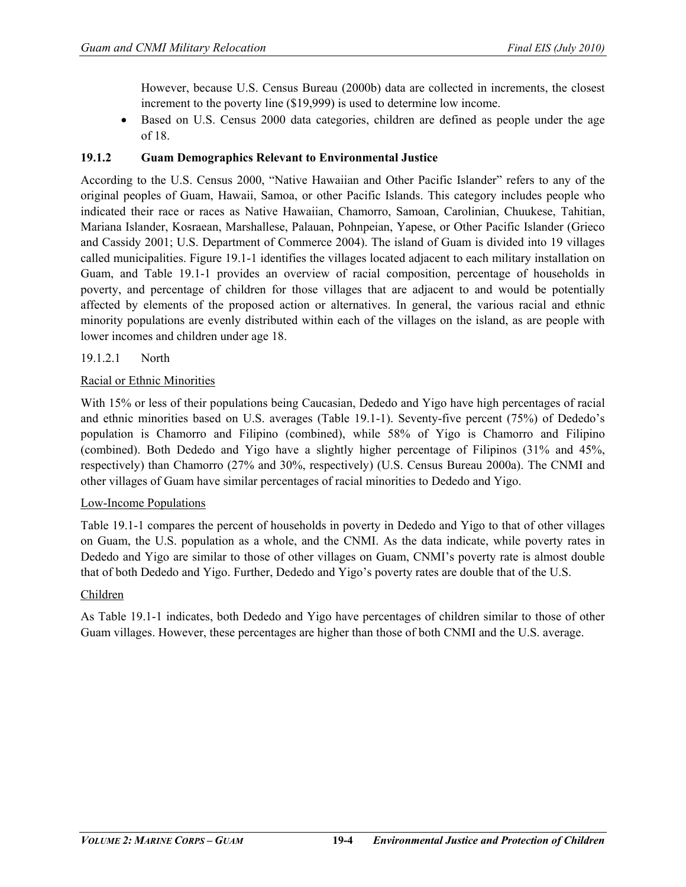However, because U.S. Census Bureau (2000b) data are collected in increments, the closest increment to the poverty line ($19,999) is used to determine low income.

- Based on U.S. Census 2000 data categories, children are defined as people under the age of 18.

### 19.1.2 Guam Demographics Relevant to Environmental Justice

According to the U.S. Census 2000, "Native Hawaiian and Other Pacific Islander" refers to any of the original peoples of Guam, Hawaii, Samoa, or other Pacific Islands. This category includes people who indicated their race or races as Native Hawaiian, Chamorro, Samoan, Carolinian, Chuukese, Tahitian, Mariana Islander, Kosraean, Marshallese, Palauan, Pohnpeian, Yapese, or Other Pacific Islander (Grieco and Cassidy 2001; U.S. Department of Commerce 2004). The island of Guam is divided into 19 villages called municipalities. Figure 19.1-1 identifies the villages located adjacent to each military installation on Guam, and Table 19.1-1 provides an overview of racial composition, percentage of households in poverty, and percentage of children for those villages that are adjacent to and would be potentially affected by elements of the proposed action or alternatives. In general, the various racial and ethnic minority populations are evenly distributed within each of the villages on the island, as are people with lower incomes and children under age 18.

#### 19.1.2.1 North

<u>Racial or Ethnic Minorities</u>

With 15% or less of their populations being Caucasian, Dededo and Yigo have high percentages of racial and ethnic minorities based on U.S. averages (Table 19.1-1). Seventy-five percent (75%) of Dededo's population is Chamorro and Filipino (combined), while 58% of Yigo is Chamorro and Filipino (combined). Both Dededo and Yigo have a slightly higher percentage of Filipinos (31% and 45%, respectively) than Chamorro (27% and 30%, respectively) (U.S. Census Bureau 2000a). The CNMI and other villages of Guam have similar percentages of racial minorities to Dededo and Yigo.

<u>Low-Income Populations</u>

Table 19.1-1 compares the percent of households in poverty in Dededo and Yigo to that of other villages on Guam, the U.S. population as a whole, and the CNMI. As the data indicate, while poverty rates in Dededo and Yigo are similar to those of other villages on Guam, CNMI's poverty rate is almost double that of both Dededo and Yigo. Further, Dededo and Yigo's poverty rates are double that of the U.S.

<u>Children</u>

As Table 19.1-1 indicates, both Dededo and Yigo have percentages of children similar to those of other Guam villages. However, these percentages are higher than those of both CNMI and the U.S. average.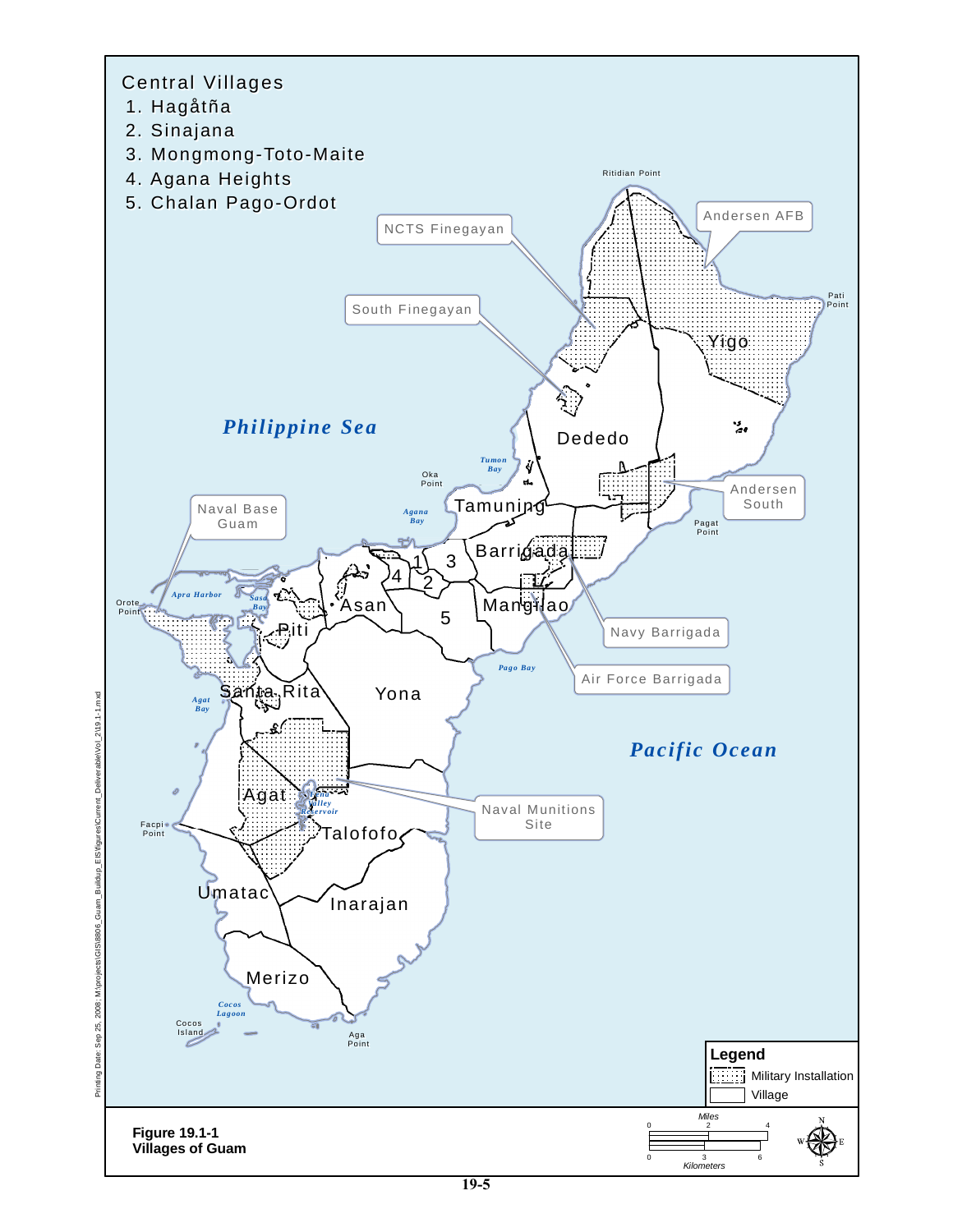Central Villages
1. Hagåtña
2. Sinajana
3. Mongmong-Toto-Maite
4. Agana Heights
5. Chalan Pago-Ordot

Ritidian Point

Andersen AFB

NCTS Finegayan

Pati Point

South Finegayan

Yigo

*Philippine Sea*

Dededo

*Tumon Bay*

Oka Point

Andersen South

Pagat Point

Naval Base Guam

*Agana Bay*

Tamuning

Barrigada

1 3 4 2 5

*Apra Harbor*

Orote Point

*Sasa Bay*

Asan

Mangilao

Piti

Navy Barrigada

*Pago Bay*

Air Force Barrigada

Santa Rita

*Agat Bay*

Yona

*Pacific Ocean*

Agat

*Fena Valley Reservoir*

Naval Munitions Site

Facpi Point

Talofofo

Umatac

Inarajan

Merizo

*Cocos Lagoon*

Cocos Island

Aga Point

**Legend**
- Military Installation
- Village

Miles: 0 2 4
Kilometers: 0 3 6

**Figure 19.1-1**
**Villages of Guam**

Printing Date: Sep 25, 2008; M:\projects\GIS\8806_Guam_Buildup_EIS\figures\Current_Deliverable\Vol_2\19.1-1.mxd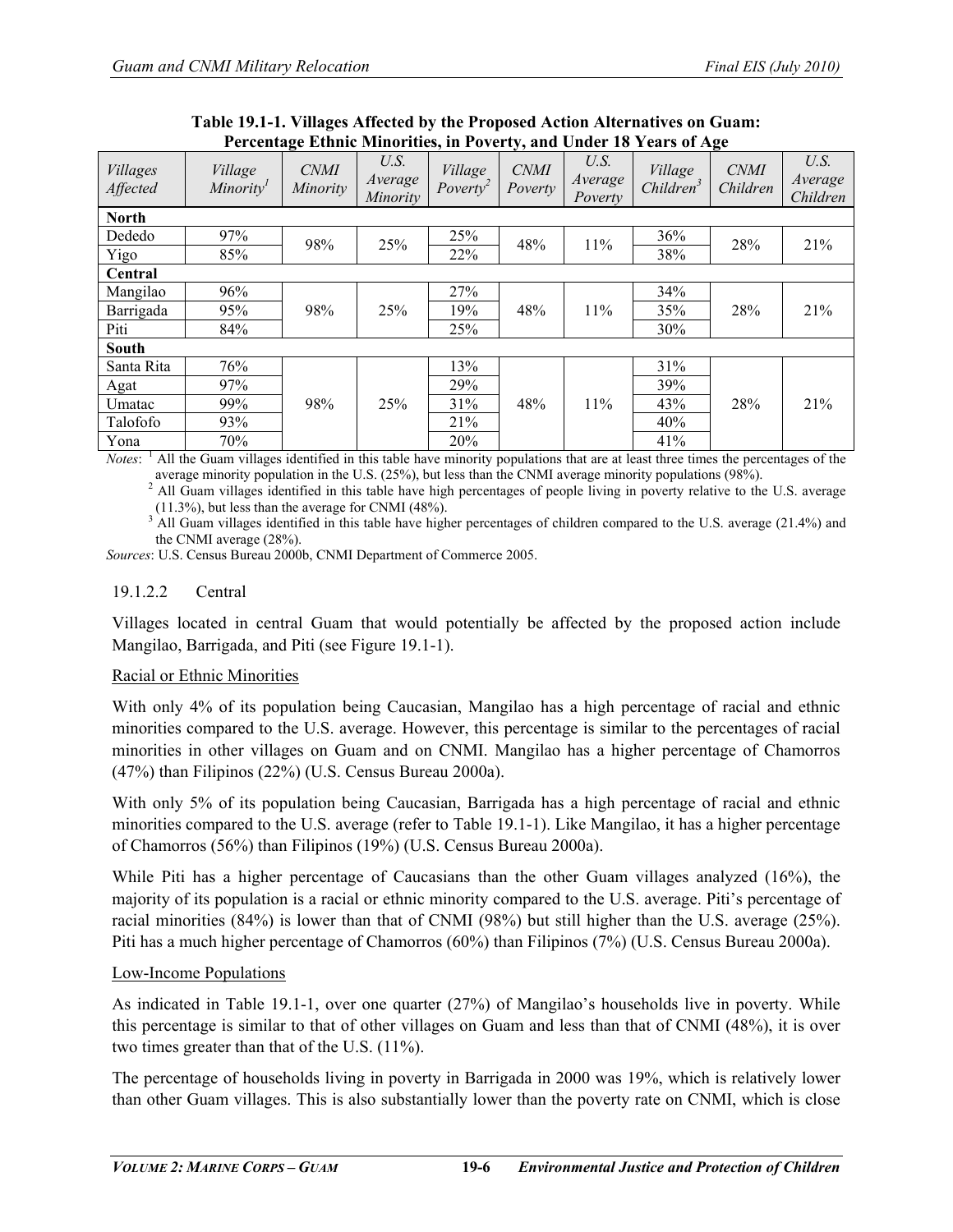**Table 19.1-1. Villages Affected by the Proposed Action Alternatives on Guam: Percentage Ethnic Minorities, in Poverty, and Under 18 Years of Age**

| *Villages Affected* | *Village Minority*[1] | *CNMI Minority* | *U.S. Average Minority* | *Village Poverty*[2] | *CNMI Poverty* | *U.S. Average Poverty* | *Village Children*[3] | *CNMI Children* | *U.S. Average Children* |
|---|---|---|---|---|---|---|---|---|---|
| **North** | | | | | | | | | |
| Dededo | 97% | 98% | 25% | 25% | 48% | 11% | 36% | 28% | 21% |
| Yigo | 85% | | | 22% | | | 38% | | |
| **Central** | | | | | | | | | |
| Mangilao | 96% | 98% | 25% | 27% | 48% | 11% | 34% | 28% | 21% |
| Barrigada | 95% | | | 19% | | | 35% | | |
| Piti | 84% | | | 25% | | | 30% | | |
| **South** | | | | | | | | | |
| Santa Rita | 76% | 98% | 25% | 13% | 48% | 11% | 31% | 28% | 21% |
| Agat | 97% | | | 29% | | | 39% | | |
| Umatac | 99% | | | 31% | | | 43% | | |
| Talofofo | 93% | | | 21% | | | 40% | | |
| Yona | 70% | | | 20% | | | 41% | | |

*Notes*: [1] All the Guam villages identified in this table have minority populations that are at least three times the percentages of the average minority population in the U.S. (25%), but less than the CNMI average minority populations (98%).
[2] All Guam villages identified in this table have high percentages of people living in poverty relative to the U.S. average (11.3%), but less than the average for CNMI (48%).
[3] All Guam villages identified in this table have higher percentages of children compared to the U.S. average (21.4%) and the CNMI average (28%).

*Sources*: U.S. Census Bureau 2000b, CNMI Department of Commerce 2005.

### 19.1.2.2 Central

Villages located in central Guam that would potentially be affected by the proposed action include Mangilao, Barrigada, and Piti (see Figure 19.1-1).

Racial or Ethnic Minorities

With only 4% of its population being Caucasian, Mangilao has a high percentage of racial and ethnic minorities compared to the U.S. average. However, this percentage is similar to the percentages of racial minorities in other villages on Guam and on CNMI. Mangilao has a higher percentage of Chamorros (47%) than Filipinos (22%) (U.S. Census Bureau 2000a).

With only 5% of its population being Caucasian, Barrigada has a high percentage of racial and ethnic minorities compared to the U.S. average (refer to Table 19.1-1). Like Mangilao, it has a higher percentage of Chamorros (56%) than Filipinos (19%) (U.S. Census Bureau 2000a).

While Piti has a higher percentage of Caucasians than the other Guam villages analyzed (16%), the majority of its population is a racial or ethnic minority compared to the U.S. average. Piti's percentage of racial minorities (84%) is lower than that of CNMI (98%) but still higher than the U.S. average (25%). Piti has a much higher percentage of Chamorros (60%) than Filipinos (7%) (U.S. Census Bureau 2000a).

Low-Income Populations

As indicated in Table 19.1-1, over one quarter (27%) of Mangilao's households live in poverty. While this percentage is similar to that of other villages on Guam and less than that of CNMI (48%), it is over two times greater than that of the U.S. (11%).

The percentage of households living in poverty in Barrigada in 2000 was 19%, which is relatively lower than other Guam villages. This is also substantially lower than the poverty rate on CNMI, which is close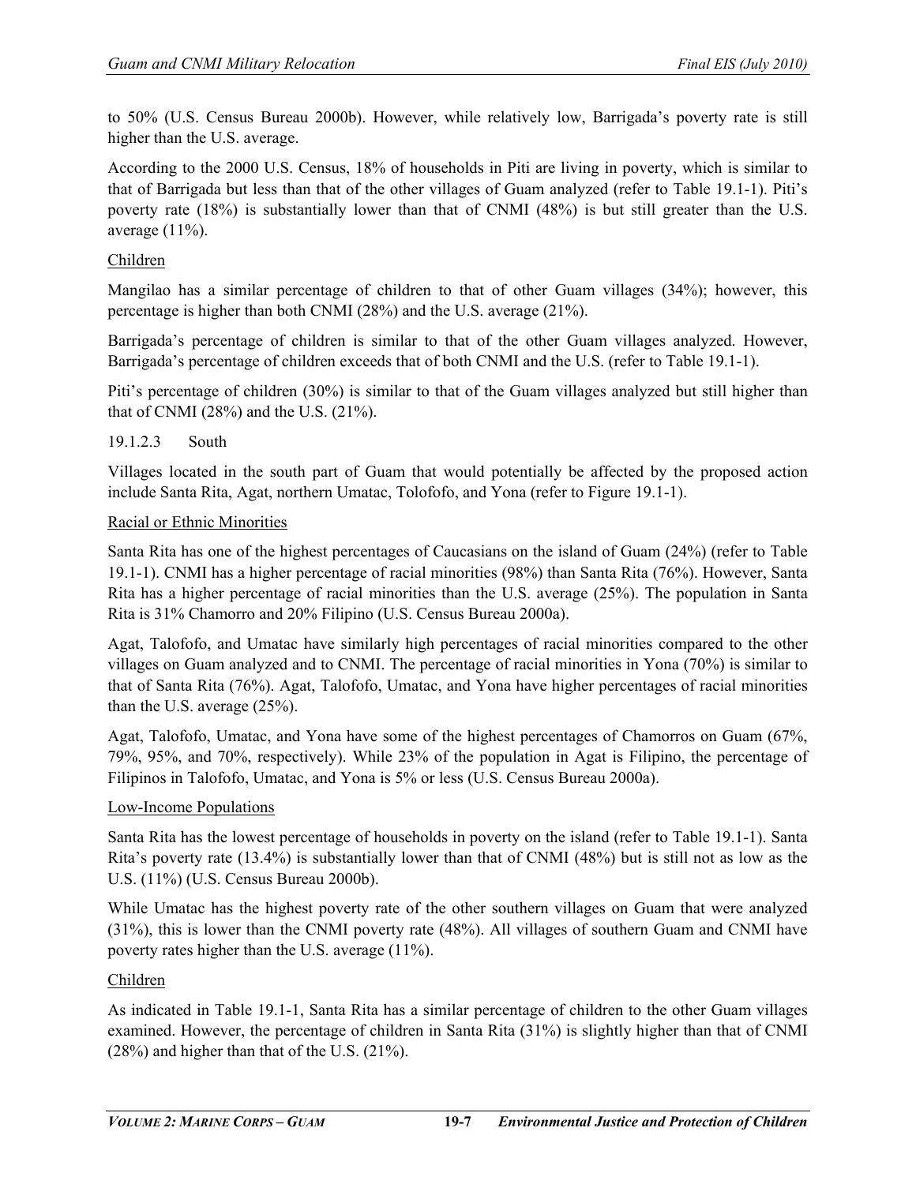to 50% (U.S. Census Bureau 2000b). However, while relatively low, Barrigada's poverty rate is still higher than the U.S. average.

According to the 2000 U.S. Census, 18% of households in Piti are living in poverty, which is similar to that of Barrigada but less than that of the other villages of Guam analyzed (refer to Table 19.1-1). Piti's poverty rate (18%) is substantially lower than that of CNMI (48%) is but still greater than the U.S. average (11%).

Children

Mangilao has a similar percentage of children to that of other Guam villages (34%); however, this percentage is higher than both CNMI (28%) and the U.S. average (21%).

Barrigada's percentage of children is similar to that of the other Guam villages analyzed. However, Barrigada's percentage of children exceeds that of both CNMI and the U.S. (refer to Table 19.1-1).

Piti's percentage of children (30%) is similar to that of the Guam villages analyzed but still higher than that of CNMI (28%) and the U.S. (21%).

### 19.1.2.3 South

Villages located in the south part of Guam that would potentially be affected by the proposed action include Santa Rita, Agat, northern Umatac, Tolofofo, and Yona (refer to Figure 19.1-1).

Racial or Ethnic Minorities

Santa Rita has one of the highest percentages of Caucasians on the island of Guam (24%) (refer to Table 19.1-1). CNMI has a higher percentage of racial minorities (98%) than Santa Rita (76%). However, Santa Rita has a higher percentage of racial minorities than the U.S. average (25%). The population in Santa Rita is 31% Chamorro and 20% Filipino (U.S. Census Bureau 2000a).

Agat, Talofofo, and Umatac have similarly high percentages of racial minorities compared to the other villages on Guam analyzed and to CNMI. The percentage of racial minorities in Yona (70%) is similar to that of Santa Rita (76%). Agat, Talofofo, Umatac, and Yona have higher percentages of racial minorities than the U.S. average (25%).

Agat, Talofofo, Umatac, and Yona have some of the highest percentages of Chamorros on Guam (67%, 79%, 95%, and 70%, respectively). While 23% of the population in Agat is Filipino, the percentage of Filipinos in Talofofo, Umatac, and Yona is 5% or less (U.S. Census Bureau 2000a).

Low-Income Populations

Santa Rita has the lowest percentage of households in poverty on the island (refer to Table 19.1-1). Santa Rita's poverty rate (13.4%) is substantially lower than that of CNMI (48%) but is still not as low as the U.S. (11%) (U.S. Census Bureau 2000b).

While Umatac has the highest poverty rate of the other southern villages on Guam that were analyzed (31%), this is lower than the CNMI poverty rate (48%). All villages of southern Guam and CNMI have poverty rates higher than the U.S. average (11%).

Children

As indicated in Table 19.1-1, Santa Rita has a similar percentage of children to the other Guam villages examined. However, the percentage of children in Santa Rita (31%) is slightly higher than that of CNMI (28%) and higher than that of the U.S. (21%).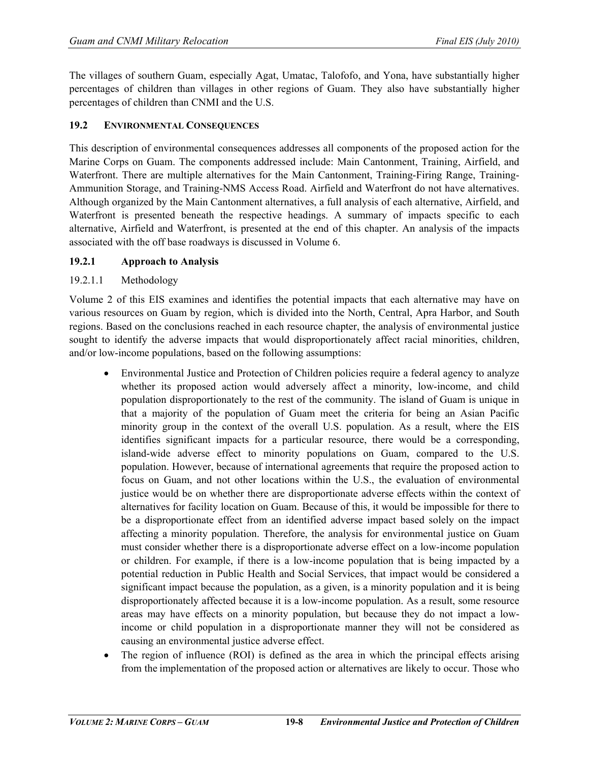The villages of southern Guam, especially Agat, Umatac, Talofofo, and Yona, have substantially higher percentages of children than villages in other regions of Guam. They also have substantially higher percentages of children than CNMI and the U.S.

## 19.2 ENVIRONMENTAL CONSEQUENCES

This description of environmental consequences addresses all components of the proposed action for the Marine Corps on Guam. The components addressed include: Main Cantonment, Training, Airfield, and Waterfront. There are multiple alternatives for the Main Cantonment, Training-Firing Range, Training-Ammunition Storage, and Training-NMS Access Road. Airfield and Waterfront do not have alternatives. Although organized by the Main Cantonment alternatives, a full analysis of each alternative, Airfield, and Waterfront is presented beneath the respective headings. A summary of impacts specific to each alternative, Airfield and Waterfront, is presented at the end of this chapter. An analysis of the impacts associated with the off base roadways is discussed in Volume 6.

### 19.2.1 Approach to Analysis

#### 19.2.1.1 Methodology

Volume 2 of this EIS examines and identifies the potential impacts that each alternative may have on various resources on Guam by region, which is divided into the North, Central, Apra Harbor, and South regions. Based on the conclusions reached in each resource chapter, the analysis of environmental justice sought to identify the adverse impacts that would disproportionately affect racial minorities, children, and/or low-income populations, based on the following assumptions:

- Environmental Justice and Protection of Children policies require a federal agency to analyze whether its proposed action would adversely affect a minority, low-income, and child population disproportionately to the rest of the community. The island of Guam is unique in that a majority of the population of Guam meet the criteria for being an Asian Pacific minority group in the context of the overall U.S. population. As a result, where the EIS identifies significant impacts for a particular resource, there would be a corresponding, island-wide adverse effect to minority populations on Guam, compared to the U.S. population. However, because of international agreements that require the proposed action to focus on Guam, and not other locations within the U.S., the evaluation of environmental justice would be on whether there are disproportionate adverse effects within the context of alternatives for facility location on Guam. Because of this, it would be impossible for there to be a disproportionate effect from an identified adverse impact based solely on the impact affecting a minority population. Therefore, the analysis for environmental justice on Guam must consider whether there is a disproportionate adverse effect on a low-income population or children. For example, if there is a low-income population that is being impacted by a potential reduction in Public Health and Social Services, that impact would be considered a significant impact because the population, as a given, is a minority population and it is being disproportionately affected because it is a low-income population. As a result, some resource areas may have effects on a minority population, but because they do not impact a low-income or child population in a disproportionate manner they will not be considered as causing an environmental justice adverse effect.
- The region of influence (ROI) is defined as the area in which the principal effects arising from the implementation of the proposed action or alternatives are likely to occur. Those who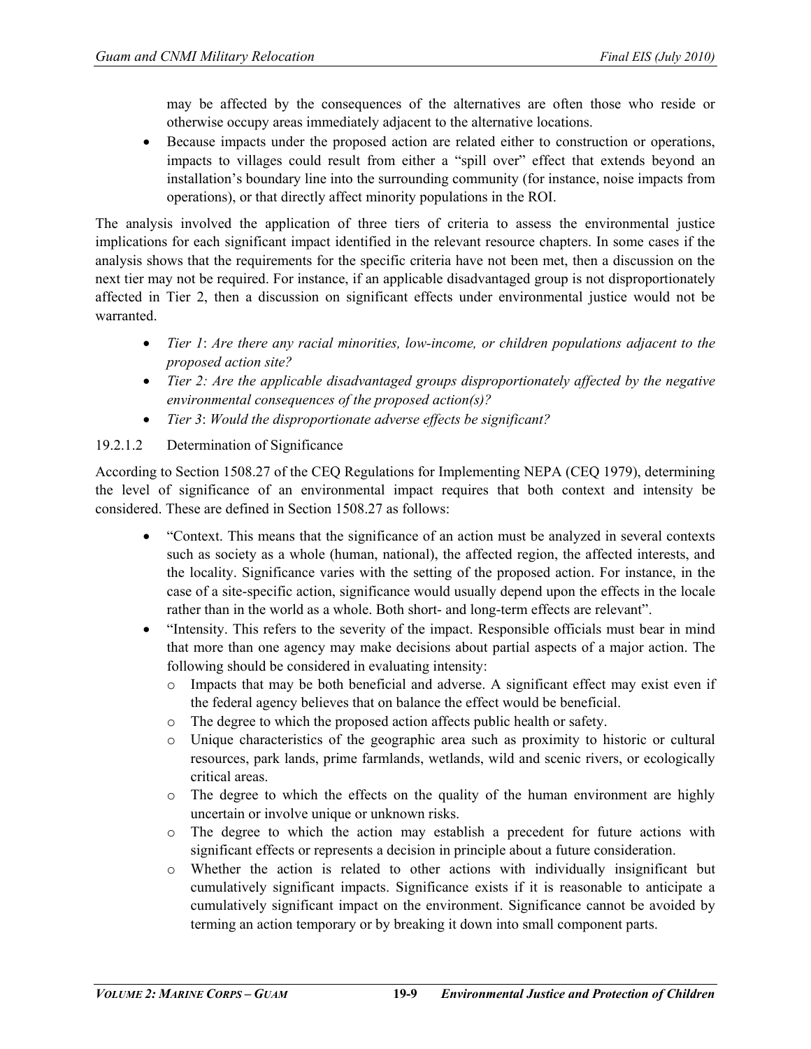may be affected by the consequences of the alternatives are often those who reside or otherwise occupy areas immediately adjacent to the alternative locations.

- Because impacts under the proposed action are related either to construction or operations, impacts to villages could result from either a "spill over" effect that extends beyond an installation's boundary line into the surrounding community (for instance, noise impacts from operations), or that directly affect minority populations in the ROI.

The analysis involved the application of three tiers of criteria to assess the environmental justice implications for each significant impact identified in the relevant resource chapters. In some cases if the analysis shows that the requirements for the specific criteria have not been met, then a discussion on the next tier may not be required. For instance, if an applicable disadvantaged group is not disproportionately affected in Tier 2, then a discussion on significant effects under environmental justice would not be warranted.

- *Tier 1*: *Are there any racial minorities, low-income, or children populations adjacent to the proposed action site?*
- *Tier 2: Are the applicable disadvantaged groups disproportionately affected by the negative environmental consequences of the proposed action(s)?*
- *Tier 3*: *Would the disproportionate adverse effects be significant?*

#### 19.2.1.2 Determination of Significance

According to Section 1508.27 of the CEQ Regulations for Implementing NEPA (CEQ 1979), determining the level of significance of an environmental impact requires that both context and intensity be considered. These are defined in Section 1508.27 as follows:

- "Context. This means that the significance of an action must be analyzed in several contexts such as society as a whole (human, national), the affected region, the affected interests, and the locality. Significance varies with the setting of the proposed action. For instance, in the case of a site-specific action, significance would usually depend upon the effects in the locale rather than in the world as a whole. Both short- and long-term effects are relevant".
- "Intensity. This refers to the severity of the impact. Responsible officials must bear in mind that more than one agency may make decisions about partial aspects of a major action. The following should be considered in evaluating intensity:
  - Impacts that may be both beneficial and adverse. A significant effect may exist even if the federal agency believes that on balance the effect would be beneficial.
  - The degree to which the proposed action affects public health or safety.
  - Unique characteristics of the geographic area such as proximity to historic or cultural resources, park lands, prime farmlands, wetlands, wild and scenic rivers, or ecologically critical areas.
  - The degree to which the effects on the quality of the human environment are highly uncertain or involve unique or unknown risks.
  - The degree to which the action may establish a precedent for future actions with significant effects or represents a decision in principle about a future consideration.
  - Whether the action is related to other actions with individually insignificant but cumulatively significant impacts. Significance exists if it is reasonable to anticipate a cumulatively significant impact on the environment. Significance cannot be avoided by terming an action temporary or by breaking it down into small component parts.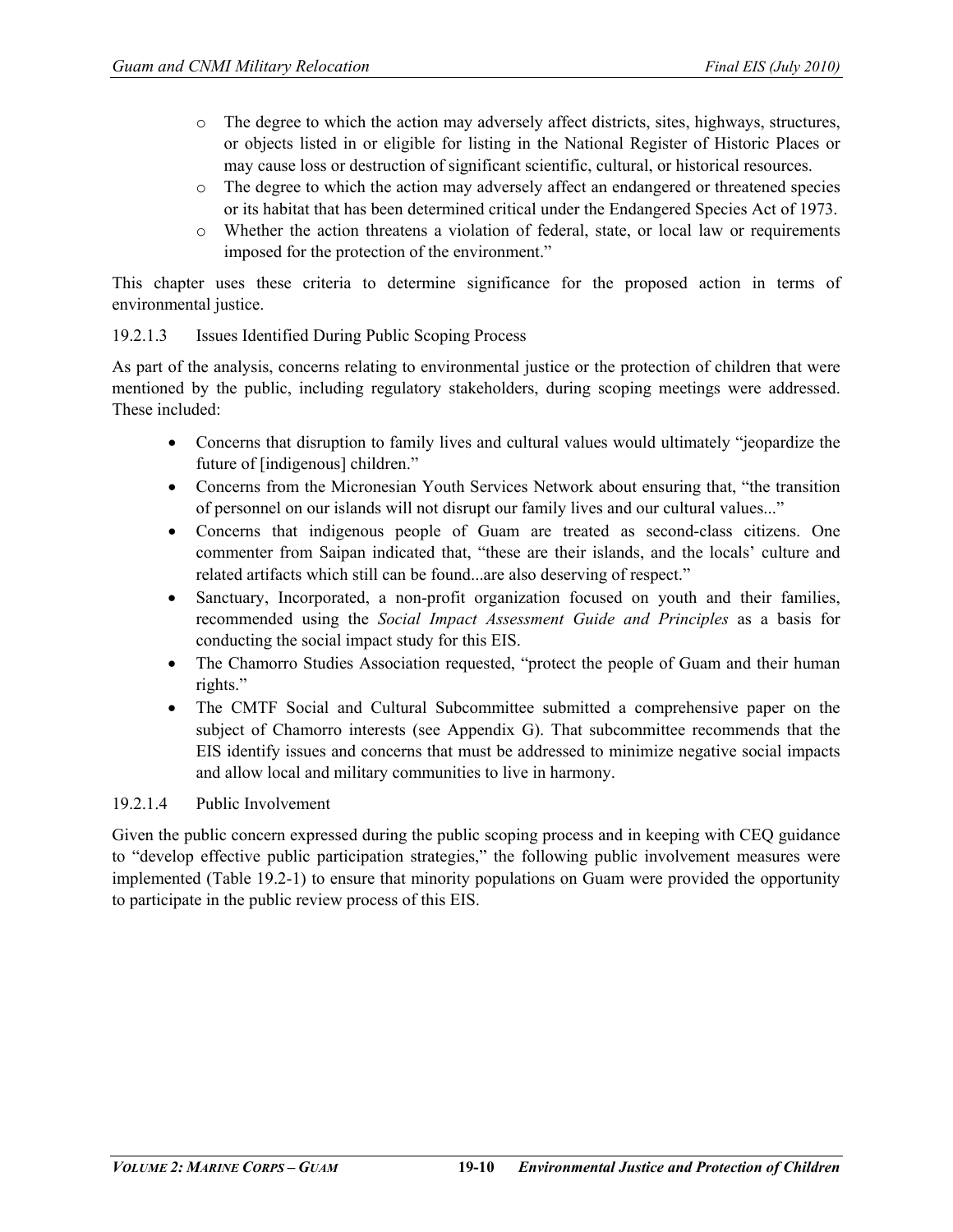- The degree to which the action may adversely affect districts, sites, highways, structures, or objects listed in or eligible for listing in the National Register of Historic Places or may cause loss or destruction of significant scientific, cultural, or historical resources.
- The degree to which the action may adversely affect an endangered or threatened species or its habitat that has been determined critical under the Endangered Species Act of 1973.
- Whether the action threatens a violation of federal, state, or local law or requirements imposed for the protection of the environment."

This chapter uses these criteria to determine significance for the proposed action in terms of environmental justice.

#### 19.2.1.3 Issues Identified During Public Scoping Process

As part of the analysis, concerns relating to environmental justice or the protection of children that were mentioned by the public, including regulatory stakeholders, during scoping meetings were addressed. These included:

- Concerns that disruption to family lives and cultural values would ultimately "jeopardize the future of [indigenous] children."
- Concerns from the Micronesian Youth Services Network about ensuring that, "the transition of personnel on our islands will not disrupt our family lives and our cultural values..."
- Concerns that indigenous people of Guam are treated as second-class citizens. One commenter from Saipan indicated that, "these are their islands, and the locals' culture and related artifacts which still can be found...are also deserving of respect."
- Sanctuary, Incorporated, a non-profit organization focused on youth and their families, recommended using the *Social Impact Assessment Guide and Principles* as a basis for conducting the social impact study for this EIS.
- The Chamorro Studies Association requested, "protect the people of Guam and their human rights."
- The CMTF Social and Cultural Subcommittee submitted a comprehensive paper on the subject of Chamorro interests (see Appendix G). That subcommittee recommends that the EIS identify issues and concerns that must be addressed to minimize negative social impacts and allow local and military communities to live in harmony.

#### 19.2.1.4 Public Involvement

Given the public concern expressed during the public scoping process and in keeping with CEQ guidance to "develop effective public participation strategies," the following public involvement measures were implemented (Table 19.2-1) to ensure that minority populations on Guam were provided the opportunity to participate in the public review process of this EIS.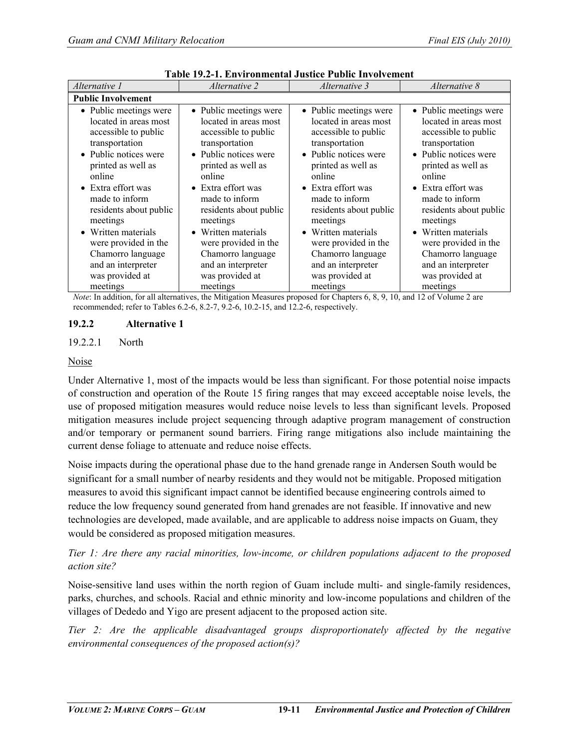**Table 19.2-1. Environmental Justice Public Involvement**

| *Alternative 1* | *Alternative 2* | *Alternative 3* | *Alternative 8* |
|---|---|---|---|
| **Public Involvement** | | | |
| • Public meetings were located in areas most accessible to public transportation<br>• Public notices were printed as well as online<br>• Extra effort was made to inform residents about public meetings<br>• Written materials were provided in the Chamorro language and an interpreter was provided at meetings | • Public meetings were located in areas most accessible to public transportation<br>• Public notices were printed as well as online<br>• Extra effort was made to inform residents about public meetings<br>• Written materials were provided in the Chamorro language and an interpreter was provided at meetings | • Public meetings were located in areas most accessible to public transportation<br>• Public notices were printed as well as online<br>• Extra effort was made to inform residents about public meetings<br>• Written materials were provided in the Chamorro language and an interpreter was provided at meetings | • Public meetings were located in areas most accessible to public transportation<br>• Public notices were printed as well as online<br>• Extra effort was made to inform residents about public meetings<br>• Written materials were provided in the Chamorro language and an interpreter was provided at meetings |

*Note*: In addition, for all alternatives, the Mitigation Measures proposed for Chapters 6, 8, 9, 10, and 12 of Volume 2 are recommended; refer to Tables 6.2-6, 8.2-7, 9.2-6, 10.2-15, and 12.2-6, respectively.

### 19.2.2 Alternative 1

#### 19.2.2.1 North

<u>Noise</u>

Under Alternative 1, most of the impacts would be less than significant. For those potential noise impacts of construction and operation of the Route 15 firing ranges that may exceed acceptable noise levels, the use of proposed mitigation measures would reduce noise levels to less than significant levels. Proposed mitigation measures include project sequencing through adaptive program management of construction and/or temporary or permanent sound barriers. Firing range mitigations also include maintaining the current dense foliage to attenuate and reduce noise effects.

Noise impacts during the operational phase due to the hand grenade range in Andersen South would be significant for a small number of nearby residents and they would not be mitigable. Proposed mitigation measures to avoid this significant impact cannot be identified because engineering controls aimed to reduce the low frequency sound generated from hand grenades are not feasible. If innovative and new technologies are developed, made available, and are applicable to address noise impacts on Guam, they would be considered as proposed mitigation measures.

*Tier 1: Are there any racial minorities, low-income, or children populations adjacent to the proposed action site?*

Noise-sensitive land uses within the north region of Guam include multi- and single-family residences, parks, churches, and schools. Racial and ethnic minority and low-income populations and children of the villages of Dededo and Yigo are present adjacent to the proposed action site.

*Tier 2: Are the applicable disadvantaged groups disproportionately affected by the negative environmental consequences of the proposed action(s)?*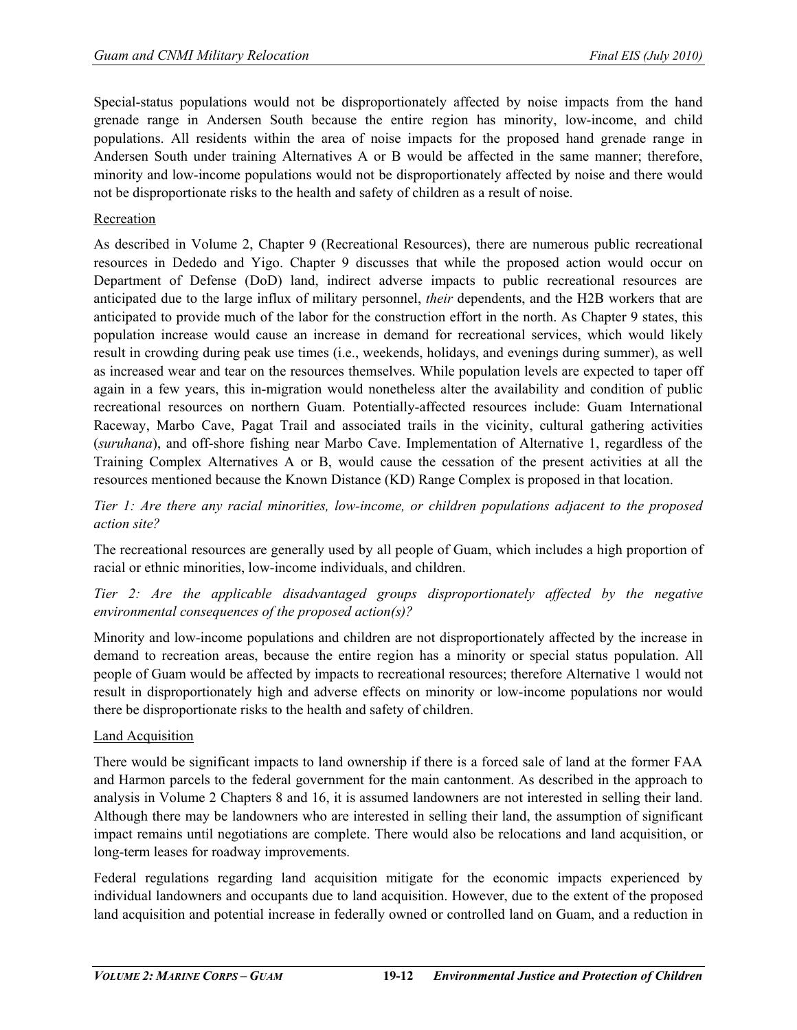Special-status populations would not be disproportionately affected by noise impacts from the hand grenade range in Andersen South because the entire region has minority, low-income, and child populations. All residents within the area of noise impacts for the proposed hand grenade range in Andersen South under training Alternatives A or B would be affected in the same manner; therefore, minority and low-income populations would not be disproportionately affected by noise and there would not be disproportionate risks to the health and safety of children as a result of noise.

Recreation

As described in Volume 2, Chapter 9 (Recreational Resources), there are numerous public recreational resources in Dededo and Yigo. Chapter 9 discusses that while the proposed action would occur on Department of Defense (DoD) land, indirect adverse impacts to public recreational resources are anticipated due to the large influx of military personnel, *their* dependents, and the H2B workers that are anticipated to provide much of the labor for the construction effort in the north. As Chapter 9 states, this population increase would cause an increase in demand for recreational services, which would likely result in crowding during peak use times (i.e., weekends, holidays, and evenings during summer), as well as increased wear and tear on the resources themselves. While population levels are expected to taper off again in a few years, this in-migration would nonetheless alter the availability and condition of public recreational resources on northern Guam. Potentially-affected resources include: Guam International Raceway, Marbo Cave, Pagat Trail and associated trails in the vicinity, cultural gathering activities (*suruhana*), and off-shore fishing near Marbo Cave. Implementation of Alternative 1, regardless of the Training Complex Alternatives A or B, would cause the cessation of the present activities at all the resources mentioned because the Known Distance (KD) Range Complex is proposed in that location.

*Tier 1: Are there any racial minorities, low-income, or children populations adjacent to the proposed action site?*

The recreational resources are generally used by all people of Guam, which includes a high proportion of racial or ethnic minorities, low-income individuals, and children.

*Tier 2: Are the applicable disadvantaged groups disproportionately affected by the negative environmental consequences of the proposed action(s)?*

Minority and low-income populations and children are not disproportionately affected by the increase in demand to recreation areas, because the entire region has a minority or special status population. All people of Guam would be affected by impacts to recreational resources; therefore Alternative 1 would not result in disproportionately high and adverse effects on minority or low-income populations nor would there be disproportionate risks to the health and safety of children.

Land Acquisition

There would be significant impacts to land ownership if there is a forced sale of land at the former FAA and Harmon parcels to the federal government for the main cantonment. As described in the approach to analysis in Volume 2 Chapters 8 and 16, it is assumed landowners are not interested in selling their land. Although there may be landowners who are interested in selling their land, the assumption of significant impact remains until negotiations are complete. There would also be relocations and land acquisition, or long-term leases for roadway improvements.

Federal regulations regarding land acquisition mitigate for the economic impacts experienced by individual landowners and occupants due to land acquisition. However, due to the extent of the proposed land acquisition and potential increase in federally owned or controlled land on Guam, and a reduction in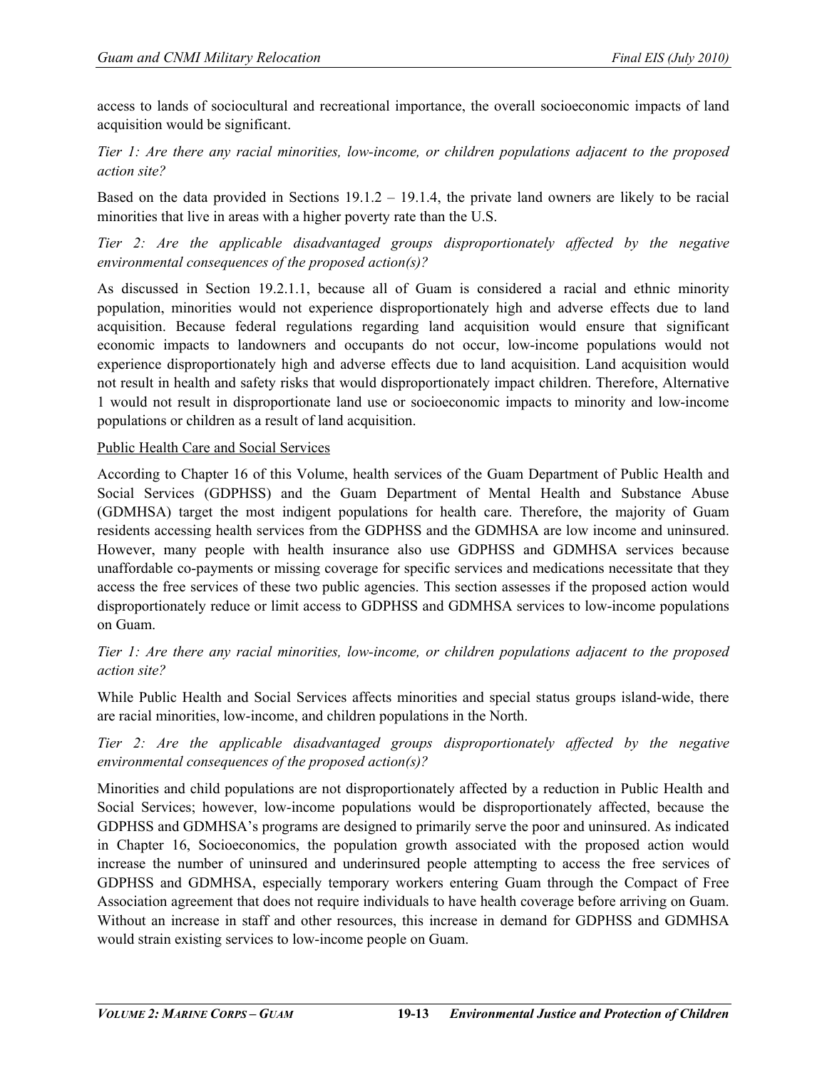access to lands of sociocultural and recreational importance, the overall socioeconomic impacts of land acquisition would be significant.

*Tier 1: Are there any racial minorities, low-income, or children populations adjacent to the proposed action site?*

Based on the data provided in Sections 19.1.2 – 19.1.4, the private land owners are likely to be racial minorities that live in areas with a higher poverty rate than the U.S.

*Tier 2: Are the applicable disadvantaged groups disproportionately affected by the negative environmental consequences of the proposed action(s)?*

As discussed in Section 19.2.1.1, because all of Guam is considered a racial and ethnic minority population, minorities would not experience disproportionately high and adverse effects due to land acquisition. Because federal regulations regarding land acquisition would ensure that significant economic impacts to landowners and occupants do not occur, low-income populations would not experience disproportionately high and adverse effects due to land acquisition. Land acquisition would not result in health and safety risks that would disproportionately impact children. Therefore, Alternative 1 would not result in disproportionate land use or socioeconomic impacts to minority and low-income populations or children as a result of land acquisition.

<u>Public Health Care and Social Services</u>

According to Chapter 16 of this Volume, health services of the Guam Department of Public Health and Social Services (GDPHSS) and the Guam Department of Mental Health and Substance Abuse (GDMHSA) target the most indigent populations for health care. Therefore, the majority of Guam residents accessing health services from the GDPHSS and the GDMHSA are low income and uninsured. However, many people with health insurance also use GDPHSS and GDMHSA services because unaffordable co-payments or missing coverage for specific services and medications necessitate that they access the free services of these two public agencies. This section assesses if the proposed action would disproportionately reduce or limit access to GDPHSS and GDMHSA services to low-income populations on Guam.

*Tier 1: Are there any racial minorities, low-income, or children populations adjacent to the proposed action site?*

While Public Health and Social Services affects minorities and special status groups island-wide, there are racial minorities, low-income, and children populations in the North.

*Tier 2: Are the applicable disadvantaged groups disproportionately affected by the negative environmental consequences of the proposed action(s)?*

Minorities and child populations are not disproportionately affected by a reduction in Public Health and Social Services; however, low-income populations would be disproportionately affected, because the GDPHSS and GDMHSA's programs are designed to primarily serve the poor and uninsured. As indicated in Chapter 16, Socioeconomics, the population growth associated with the proposed action would increase the number of uninsured and underinsured people attempting to access the free services of GDPHSS and GDMHSA, especially temporary workers entering Guam through the Compact of Free Association agreement that does not require individuals to have health coverage before arriving on Guam. Without an increase in staff and other resources, this increase in demand for GDPHSS and GDMHSA would strain existing services to low-income people on Guam.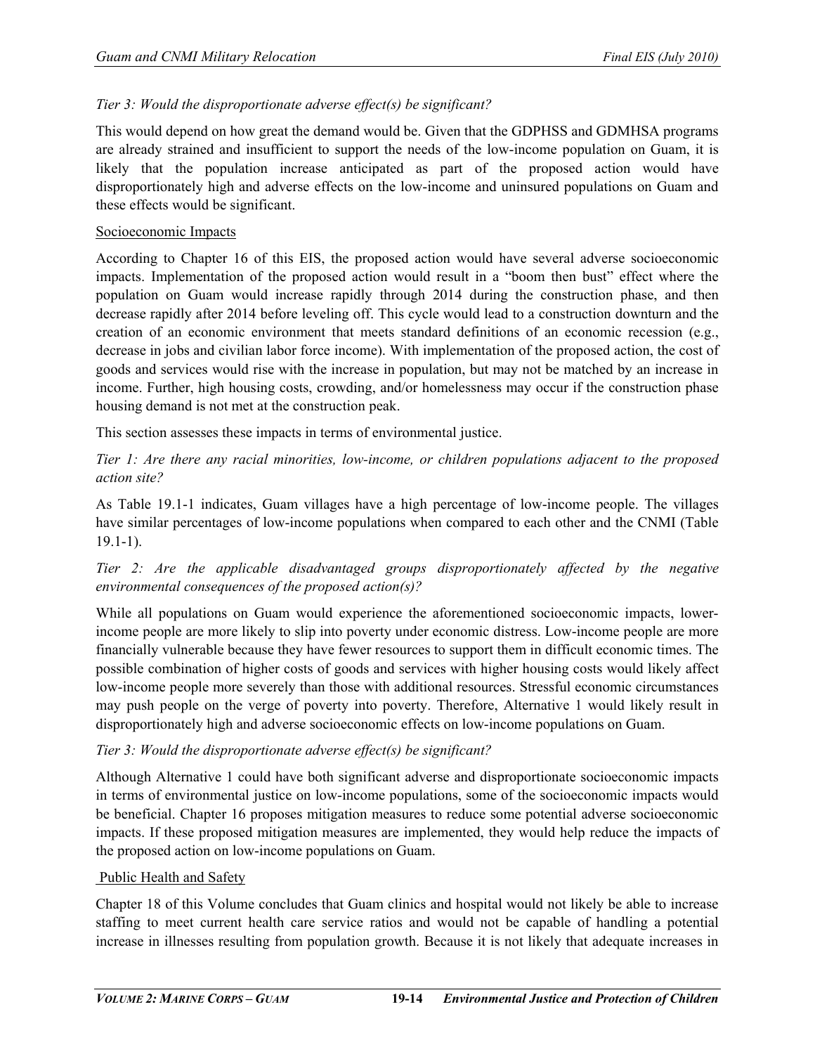*Tier 3: Would the disproportionate adverse effect(s) be significant?*

This would depend on how great the demand would be. Given that the GDPHSS and GDMHSA programs are already strained and insufficient to support the needs of the low-income population on Guam, it is likely that the population increase anticipated as part of the proposed action would have disproportionately high and adverse effects on the low-income and uninsured populations on Guam and these effects would be significant.

Socioeconomic Impacts

According to Chapter 16 of this EIS, the proposed action would have several adverse socioeconomic impacts. Implementation of the proposed action would result in a "boom then bust" effect where the population on Guam would increase rapidly through 2014 during the construction phase, and then decrease rapidly after 2014 before leveling off. This cycle would lead to a construction downturn and the creation of an economic environment that meets standard definitions of an economic recession (e.g., decrease in jobs and civilian labor force income). With implementation of the proposed action, the cost of goods and services would rise with the increase in population, but may not be matched by an increase in income. Further, high housing costs, crowding, and/or homelessness may occur if the construction phase housing demand is not met at the construction peak.

This section assesses these impacts in terms of environmental justice.

*Tier 1: Are there any racial minorities, low-income, or children populations adjacent to the proposed action site?*

As Table 19.1-1 indicates, Guam villages have a high percentage of low-income people. The villages have similar percentages of low-income populations when compared to each other and the CNMI (Table 19.1-1).

*Tier 2: Are the applicable disadvantaged groups disproportionately affected by the negative environmental consequences of the proposed action(s)?*

While all populations on Guam would experience the aforementioned socioeconomic impacts, lower-income people are more likely to slip into poverty under economic distress. Low-income people are more financially vulnerable because they have fewer resources to support them in difficult economic times. The possible combination of higher costs of goods and services with higher housing costs would likely affect low-income people more severely than those with additional resources. Stressful economic circumstances may push people on the verge of poverty into poverty. Therefore, Alternative 1 would likely result in disproportionately high and adverse socioeconomic effects on low-income populations on Guam.

*Tier 3: Would the disproportionate adverse effect(s) be significant?*

Although Alternative 1 could have both significant adverse and disproportionate socioeconomic impacts in terms of environmental justice on low-income populations, some of the socioeconomic impacts would be beneficial. Chapter 16 proposes mitigation measures to reduce some potential adverse socioeconomic impacts. If these proposed mitigation measures are implemented, they would help reduce the impacts of the proposed action on low-income populations on Guam.

Public Health and Safety

Chapter 18 of this Volume concludes that Guam clinics and hospital would not likely be able to increase staffing to meet current health care service ratios and would not be capable of handling a potential increase in illnesses resulting from population growth. Because it is not likely that adequate increases in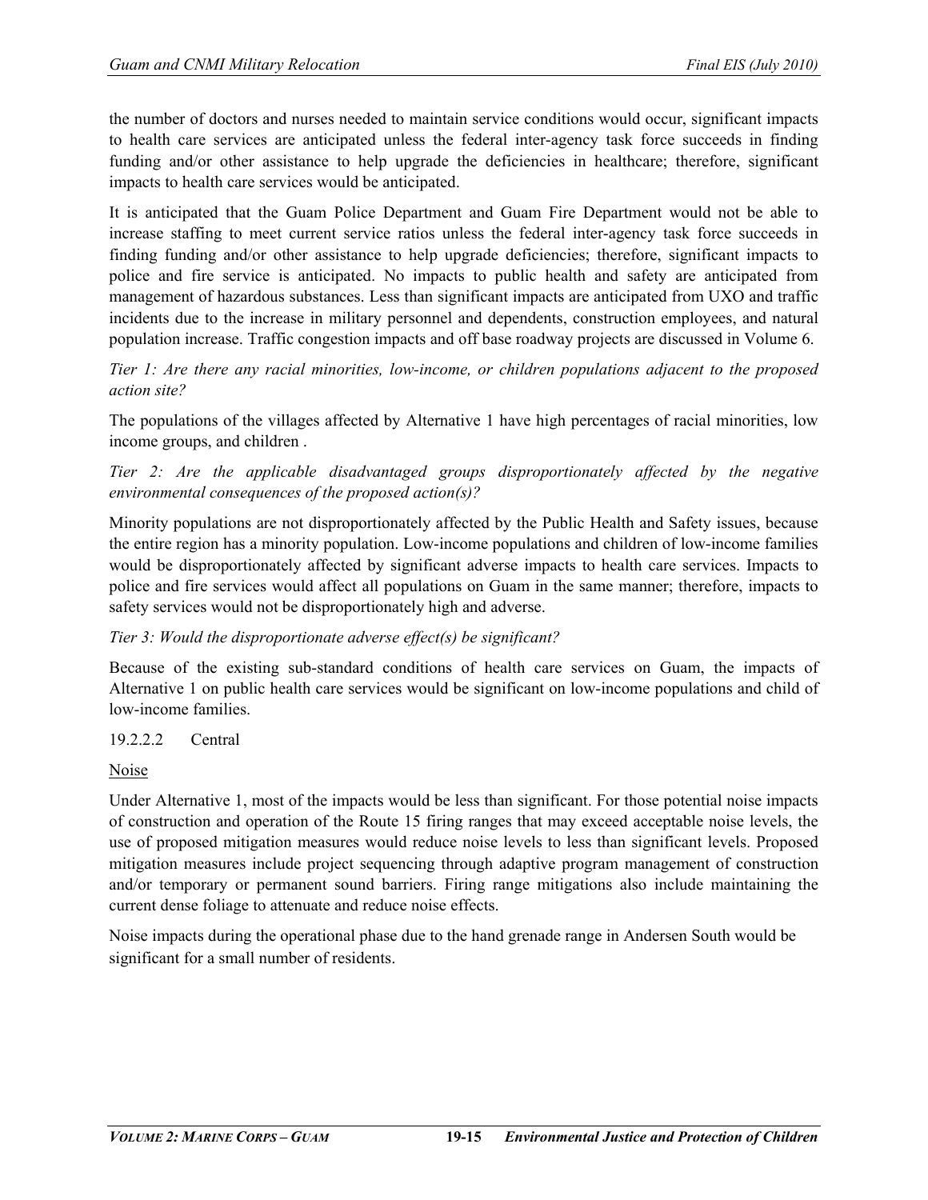the number of doctors and nurses needed to maintain service conditions would occur, significant impacts to health care services are anticipated unless the federal inter-agency task force succeeds in finding funding and/or other assistance to help upgrade the deficiencies in healthcare; therefore, significant impacts to health care services would be anticipated.

It is anticipated that the Guam Police Department and Guam Fire Department would not be able to increase staffing to meet current service ratios unless the federal inter-agency task force succeeds in finding funding and/or other assistance to help upgrade deficiencies; therefore, significant impacts to police and fire service is anticipated. No impacts to public health and safety are anticipated from management of hazardous substances. Less than significant impacts are anticipated from UXO and traffic incidents due to the increase in military personnel and dependents, construction employees, and natural population increase. Traffic congestion impacts and off base roadway projects are discussed in Volume 6.

*Tier 1: Are there any racial minorities, low-income, or children populations adjacent to the proposed action site?*

The populations of the villages affected by Alternative 1 have high percentages of racial minorities, low income groups, and children .

*Tier 2: Are the applicable disadvantaged groups disproportionately affected by the negative environmental consequences of the proposed action(s)?*

Minority populations are not disproportionately affected by the Public Health and Safety issues, because the entire region has a minority population. Low-income populations and children of low-income families would be disproportionately affected by significant adverse impacts to health care services. Impacts to police and fire services would affect all populations on Guam in the same manner; therefore, impacts to safety services would not be disproportionately high and adverse.

*Tier 3: Would the disproportionate adverse effect(s) be significant?*

Because of the existing sub-standard conditions of health care services on Guam, the impacts of Alternative 1 on public health care services would be significant on low-income populations and child of low-income families.

#### 19.2.2.2 Central

Noise

Under Alternative 1, most of the impacts would be less than significant. For those potential noise impacts of construction and operation of the Route 15 firing ranges that may exceed acceptable noise levels, the use of proposed mitigation measures would reduce noise levels to less than significant levels. Proposed mitigation measures include project sequencing through adaptive program management of construction and/or temporary or permanent sound barriers. Firing range mitigations also include maintaining the current dense foliage to attenuate and reduce noise effects.

Noise impacts during the operational phase due to the hand grenade range in Andersen South would be significant for a small number of residents.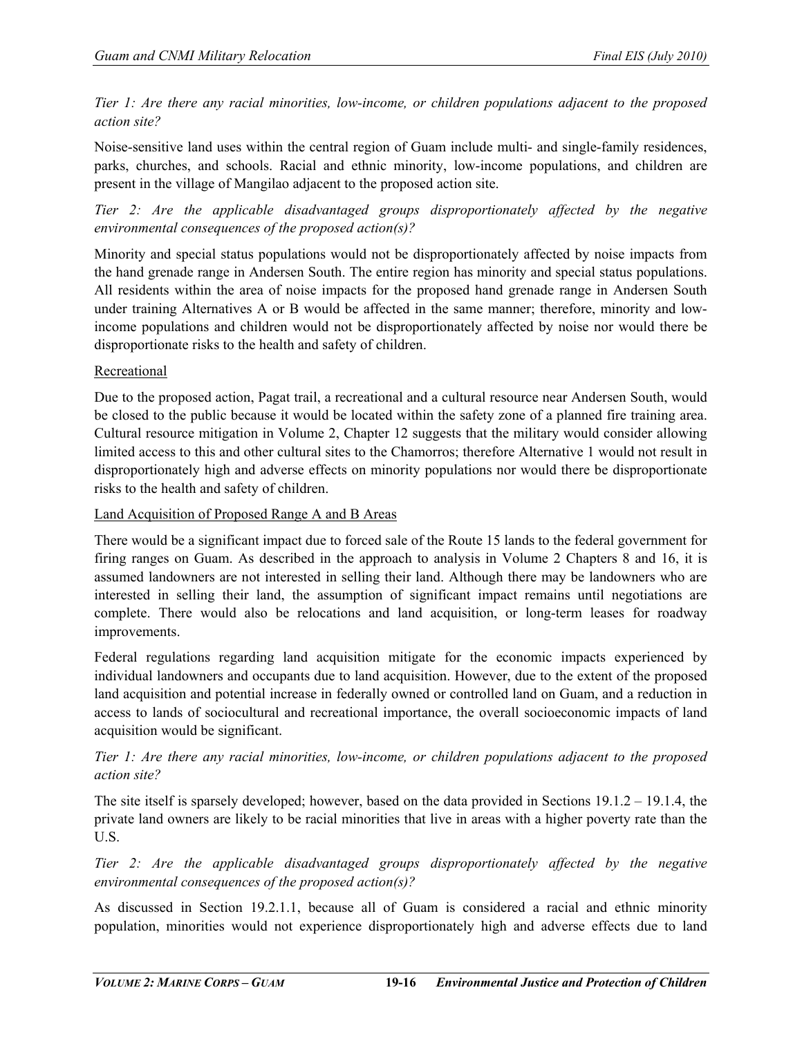*Tier 1: Are there any racial minorities, low-income, or children populations adjacent to the proposed action site?*

Noise-sensitive land uses within the central region of Guam include multi- and single-family residences, parks, churches, and schools. Racial and ethnic minority, low-income populations, and children are present in the village of Mangilao adjacent to the proposed action site.

*Tier 2: Are the applicable disadvantaged groups disproportionately affected by the negative environmental consequences of the proposed action(s)?*

Minority and special status populations would not be disproportionately affected by noise impacts from the hand grenade range in Andersen South. The entire region has minority and special status populations. All residents within the area of noise impacts for the proposed hand grenade range in Andersen South under training Alternatives A or B would be affected in the same manner; therefore, minority and low-income populations and children would not be disproportionately affected by noise nor would there be disproportionate risks to the health and safety of children.

Recreational

Due to the proposed action, Pagat trail, a recreational and a cultural resource near Andersen South, would be closed to the public because it would be located within the safety zone of a planned fire training area. Cultural resource mitigation in Volume 2, Chapter 12 suggests that the military would consider allowing limited access to this and other cultural sites to the Chamorros; therefore Alternative 1 would not result in disproportionately high and adverse effects on minority populations nor would there be disproportionate risks to the health and safety of children.

Land Acquisition of Proposed Range A and B Areas

There would be a significant impact due to forced sale of the Route 15 lands to the federal government for firing ranges on Guam. As described in the approach to analysis in Volume 2 Chapters 8 and 16, it is assumed landowners are not interested in selling their land. Although there may be landowners who are interested in selling their land, the assumption of significant impact remains until negotiations are complete. There would also be relocations and land acquisition, or long-term leases for roadway improvements.

Federal regulations regarding land acquisition mitigate for the economic impacts experienced by individual landowners and occupants due to land acquisition. However, due to the extent of the proposed land acquisition and potential increase in federally owned or controlled land on Guam, and a reduction in access to lands of sociocultural and recreational importance, the overall socioeconomic impacts of land acquisition would be significant.

*Tier 1: Are there any racial minorities, low-income, or children populations adjacent to the proposed action site?*

The site itself is sparsely developed; however, based on the data provided in Sections 19.1.2 – 19.1.4, the private land owners are likely to be racial minorities that live in areas with a higher poverty rate than the U.S.

*Tier 2: Are the applicable disadvantaged groups disproportionately affected by the negative environmental consequences of the proposed action(s)?*

As discussed in Section 19.2.1.1, because all of Guam is considered a racial and ethnic minority population, minorities would not experience disproportionately high and adverse effects due to land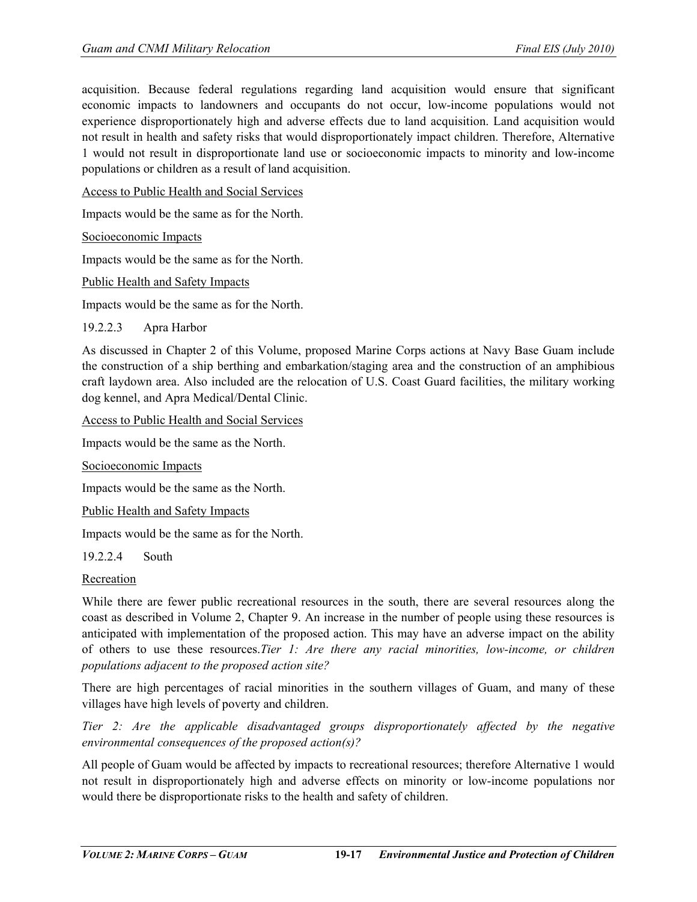acquisition. Because federal regulations regarding land acquisition would ensure that significant economic impacts to landowners and occupants do not occur, low-income populations would not experience disproportionately high and adverse effects due to land acquisition. Land acquisition would not result in health and safety risks that would disproportionately impact children. Therefore, Alternative 1 would not result in disproportionate land use or socioeconomic impacts to minority and low-income populations or children as a result of land acquisition.

Access to Public Health and Social Services

Impacts would be the same as for the North.

Socioeconomic Impacts

Impacts would be the same as for the North.

Public Health and Safety Impacts

Impacts would be the same as for the North.

#### 19.2.2.3 Apra Harbor

As discussed in Chapter 2 of this Volume, proposed Marine Corps actions at Navy Base Guam include the construction of a ship berthing and embarkation/staging area and the construction of an amphibious craft laydown area. Also included are the relocation of U.S. Coast Guard facilities, the military working dog kennel, and Apra Medical/Dental Clinic.

Access to Public Health and Social Services

Impacts would be the same as the North.

Socioeconomic Impacts

Impacts would be the same as the North.

Public Health and Safety Impacts

Impacts would be the same as for the North.

#### 19.2.2.4 South

Recreation

While there are fewer public recreational resources in the south, there are several resources along the coast as described in Volume 2, Chapter 9. An increase in the number of people using these resources is anticipated with implementation of the proposed action. This may have an adverse impact on the ability of others to use these resources.*Tier 1: Are there any racial minorities, low-income, or children populations adjacent to the proposed action site?*

There are high percentages of racial minorities in the southern villages of Guam, and many of these villages have high levels of poverty and children.

*Tier 2: Are the applicable disadvantaged groups disproportionately affected by the negative environmental consequences of the proposed action(s)?*

All people of Guam would be affected by impacts to recreational resources; therefore Alternative 1 would not result in disproportionately high and adverse effects on minority or low-income populations nor would there be disproportionate risks to the health and safety of children.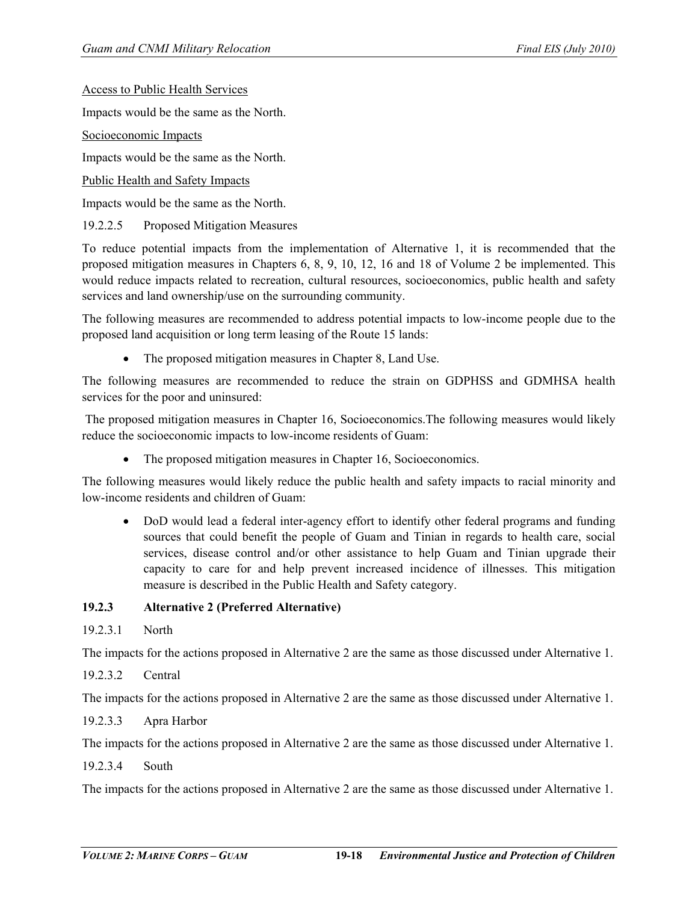Access to Public Health Services

Impacts would be the same as the North.

Socioeconomic Impacts

Impacts would be the same as the North.

Public Health and Safety Impacts

Impacts would be the same as the North.

19.2.2.5 Proposed Mitigation Measures

To reduce potential impacts from the implementation of Alternative 1, it is recommended that the proposed mitigation measures in Chapters 6, 8, 9, 10, 12, 16 and 18 of Volume 2 be implemented. This would reduce impacts related to recreation, cultural resources, socioeconomics, public health and safety services and land ownership/use on the surrounding community.

The following measures are recommended to address potential impacts to low-income people due to the proposed land acquisition or long term leasing of the Route 15 lands:

- The proposed mitigation measures in Chapter 8, Land Use.

The following measures are recommended to reduce the strain on GDPHSS and GDMHSA health services for the poor and uninsured:

The proposed mitigation measures in Chapter 16, Socioeconomics.The following measures would likely reduce the socioeconomic impacts to low-income residents of Guam:

- The proposed mitigation measures in Chapter 16, Socioeconomics.

The following measures would likely reduce the public health and safety impacts to racial minority and low-income residents and children of Guam:

- DoD would lead a federal inter-agency effort to identify other federal programs and funding sources that could benefit the people of Guam and Tinian in regards to health care, social services, disease control and/or other assistance to help Guam and Tinian upgrade their capacity to care for and help prevent increased incidence of illnesses. This mitigation measure is described in the Public Health and Safety category.

### 19.2.3 Alternative 2 (Preferred Alternative)

19.2.3.1 North

The impacts for the actions proposed in Alternative 2 are the same as those discussed under Alternative 1.

19.2.3.2 Central

The impacts for the actions proposed in Alternative 2 are the same as those discussed under Alternative 1.

19.2.3.3 Apra Harbor

The impacts for the actions proposed in Alternative 2 are the same as those discussed under Alternative 1.

19.2.3.4 South

The impacts for the actions proposed in Alternative 2 are the same as those discussed under Alternative 1.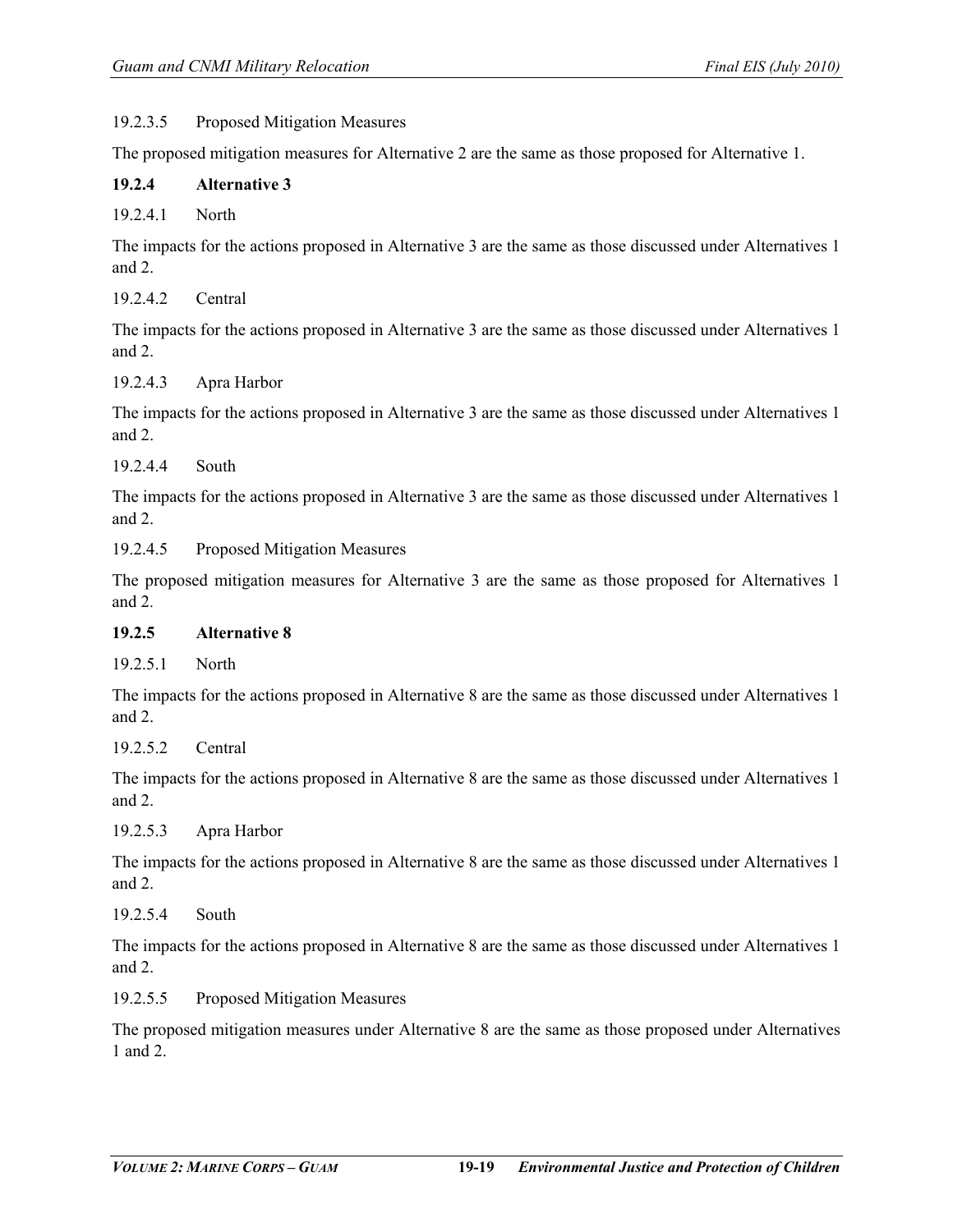#### 19.2.3.5 Proposed Mitigation Measures

The proposed mitigation measures for Alternative 2 are the same as those proposed for Alternative 1.

### 19.2.4 Alternative 3

#### 19.2.4.1 North

The impacts for the actions proposed in Alternative 3 are the same as those discussed under Alternatives 1 and 2.

#### 19.2.4.2 Central

The impacts for the actions proposed in Alternative 3 are the same as those discussed under Alternatives 1 and 2.

#### 19.2.4.3 Apra Harbor

The impacts for the actions proposed in Alternative 3 are the same as those discussed under Alternatives 1 and 2.

#### 19.2.4.4 South

The impacts for the actions proposed in Alternative 3 are the same as those discussed under Alternatives 1 and 2.

#### 19.2.4.5 Proposed Mitigation Measures

The proposed mitigation measures for Alternative 3 are the same as those proposed for Alternatives 1 and 2.

### 19.2.5 Alternative 8

#### 19.2.5.1 North

The impacts for the actions proposed in Alternative 8 are the same as those discussed under Alternatives 1 and 2.

#### 19.2.5.2 Central

The impacts for the actions proposed in Alternative 8 are the same as those discussed under Alternatives 1 and 2.

#### 19.2.5.3 Apra Harbor

The impacts for the actions proposed in Alternative 8 are the same as those discussed under Alternatives 1 and 2.

#### 19.2.5.4 South

The impacts for the actions proposed in Alternative 8 are the same as those discussed under Alternatives 1 and 2.

#### 19.2.5.5 Proposed Mitigation Measures

The proposed mitigation measures under Alternative 8 are the same as those proposed under Alternatives 1 and 2.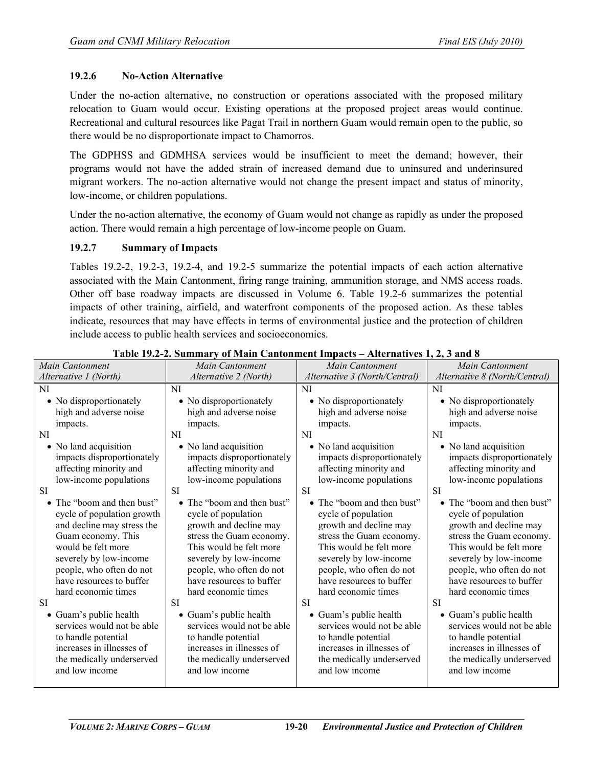### 19.2.6 No-Action Alternative

Under the no-action alternative, no construction or operations associated with the proposed military relocation to Guam would occur. Existing operations at the proposed project areas would continue. Recreational and cultural resources like Pagat Trail in northern Guam would remain open to the public, so there would be no disproportionate impact to Chamorros.

The GDPHSS and GDMHSA services would be insufficient to meet the demand; however, their programs would not have the added strain of increased demand due to uninsured and underinsured migrant workers. The no-action alternative would not change the present impact and status of minority, low-income, or children populations.

Under the no-action alternative, the economy of Guam would not change as rapidly as under the proposed action. There would remain a high percentage of low-income people on Guam.

### 19.2.7 Summary of Impacts

Tables 19.2-2, 19.2-3, 19.2-4, and 19.2-5 summarize the potential impacts of each action alternative associated with the Main Cantonment, firing range training, ammunition storage, and NMS access roads. Other off base roadway impacts are discussed in Volume 6. Table 19.2-6 summarizes the potential impacts of other training, airfield, and waterfront components of the proposed action. As these tables indicate, resources that may have effects in terms of environmental justice and the protection of children include access to public health services and socioeconomics.

**Table 19.2-2. Summary of Main Cantonment Impacts – Alternatives 1, 2, 3 and 8**

| *Main Cantonment Alternative 1 (North)* | *Main Cantonment Alternative 2 (North)* | *Main Cantonment Alternative 3 (North/Central)* | *Main Cantonment Alternative 8 (North/Central)* |
|---|---|---|---|
| NI<br>• No disproportionately high and adverse noise impacts. | NI<br>• No disproportionately high and adverse noise impacts. | NI<br>• No disproportionately high and adverse noise impacts. | NI<br>• No disproportionately high and adverse noise impacts. |
| NI<br>• No land acquisition impacts disproportionately affecting minority and low-income populations | NI<br>• No land acquisition impacts disproportionately affecting minority and low-income populations | NI<br>• No land acquisition impacts disproportionately affecting minority and low-income populations | NI<br>• No land acquisition impacts disproportionately affecting minority and low-income populations |
| SI<br>• The "boom and then bust" cycle of population growth and decline may stress the Guam economy. This would be felt more severely by low-income people, who often do not have resources to buffer hard economic times | SI<br>• The "boom and then bust" cycle of population growth and decline may stress the Guam economy. This would be felt more severely by low-income people, who often do not have resources to buffer hard economic times | SI<br>• The "boom and then bust" cycle of population growth and decline may stress the Guam economy. This would be felt more severely by low-income people, who often do not have resources to buffer hard economic times | SI<br>• The "boom and then bust" cycle of population growth and decline may stress the Guam economy. This would be felt more severely by low-income people, who often do not have resources to buffer hard economic times |
| SI<br>• Guam's public health services would not be able to handle potential increases in illnesses of the medically underserved and low income | SI<br>• Guam's public health services would not be able to handle potential increases in illnesses of the medically underserved and low income | SI<br>• Guam's public health services would not be able to handle potential increases in illnesses of the medically underserved and low income | SI<br>• Guam's public health services would not be able to handle potential increases in illnesses of the medically underserved and low income |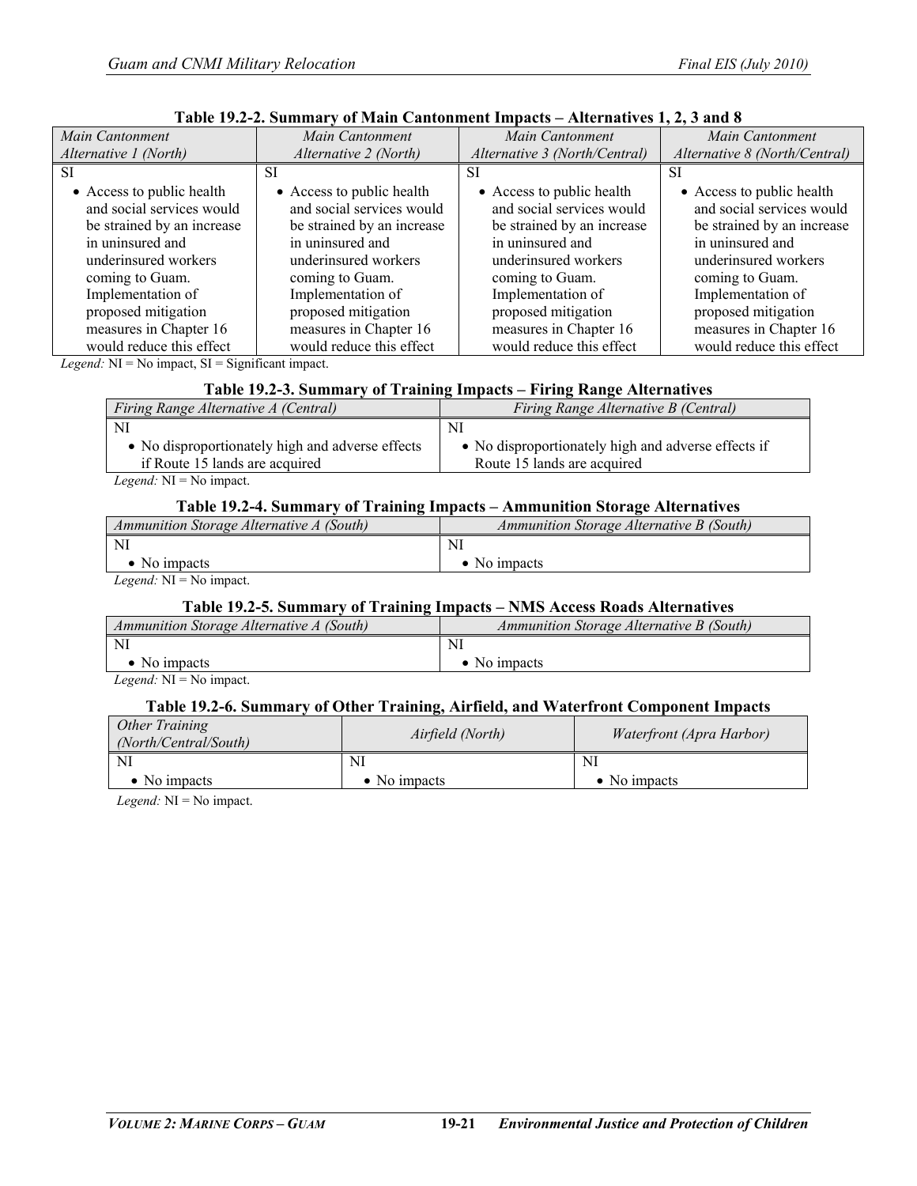**Table 19.2-2. Summary of Main Cantonment Impacts – Alternatives 1, 2, 3 and 8**

| *Main Cantonment Alternative 1 (North)* | *Main Cantonment Alternative 2 (North)* | *Main Cantonment Alternative 3 (North/Central)* | *Main Cantonment Alternative 8 (North/Central)* |
|---|---|---|---|
| SI<br>• Access to public health and social services would be strained by an increase in uninsured and underinsured workers coming to Guam. Implementation of proposed mitigation measures in Chapter 16 would reduce this effect | SI<br>• Access to public health and social services would be strained by an increase in uninsured and underinsured workers coming to Guam. Implementation of proposed mitigation measures in Chapter 16 would reduce this effect | SI<br>• Access to public health and social services would be strained by an increase in uninsured and underinsured workers coming to Guam. Implementation of proposed mitigation measures in Chapter 16 would reduce this effect | SI<br>• Access to public health and social services would be strained by an increase in uninsured and underinsured workers coming to Guam. Implementation of proposed mitigation measures in Chapter 16 would reduce this effect |

*Legend:* NI = No impact, SI = Significant impact.

**Table 19.2-3. Summary of Training Impacts – Firing Range Alternatives**

| *Firing Range Alternative A (Central)* | *Firing Range Alternative B (Central)* |
|---|---|
| NI<br>• No disproportionately high and adverse effects if Route 15 lands are acquired | NI<br>• No disproportionately high and adverse effects if Route 15 lands are acquired |

*Legend:* NI = No impact.

**Table 19.2-4. Summary of Training Impacts – Ammunition Storage Alternatives**

| *Ammunition Storage Alternative A (South)* | *Ammunition Storage Alternative B (South)* |
|---|---|
| NI<br>• No impacts | NI<br>• No impacts |

*Legend:* NI = No impact.

**Table 19.2-5. Summary of Training Impacts – NMS Access Roads Alternatives**

| *Ammunition Storage Alternative A (South)* | *Ammunition Storage Alternative B (South)* |
|---|---|
| NI<br>• No impacts | NI<br>• No impacts |

*Legend:* NI = No impact.

**Table 19.2-6. Summary of Other Training, Airfield, and Waterfront Component Impacts**

| *Other Training (North/Central/South)* | *Airfield (North)* | *Waterfront (Apra Harbor)* |
|---|---|---|
| NI<br>• No impacts | NI<br>• No impacts | NI<br>• No impacts |

*Legend:* NI = No impact.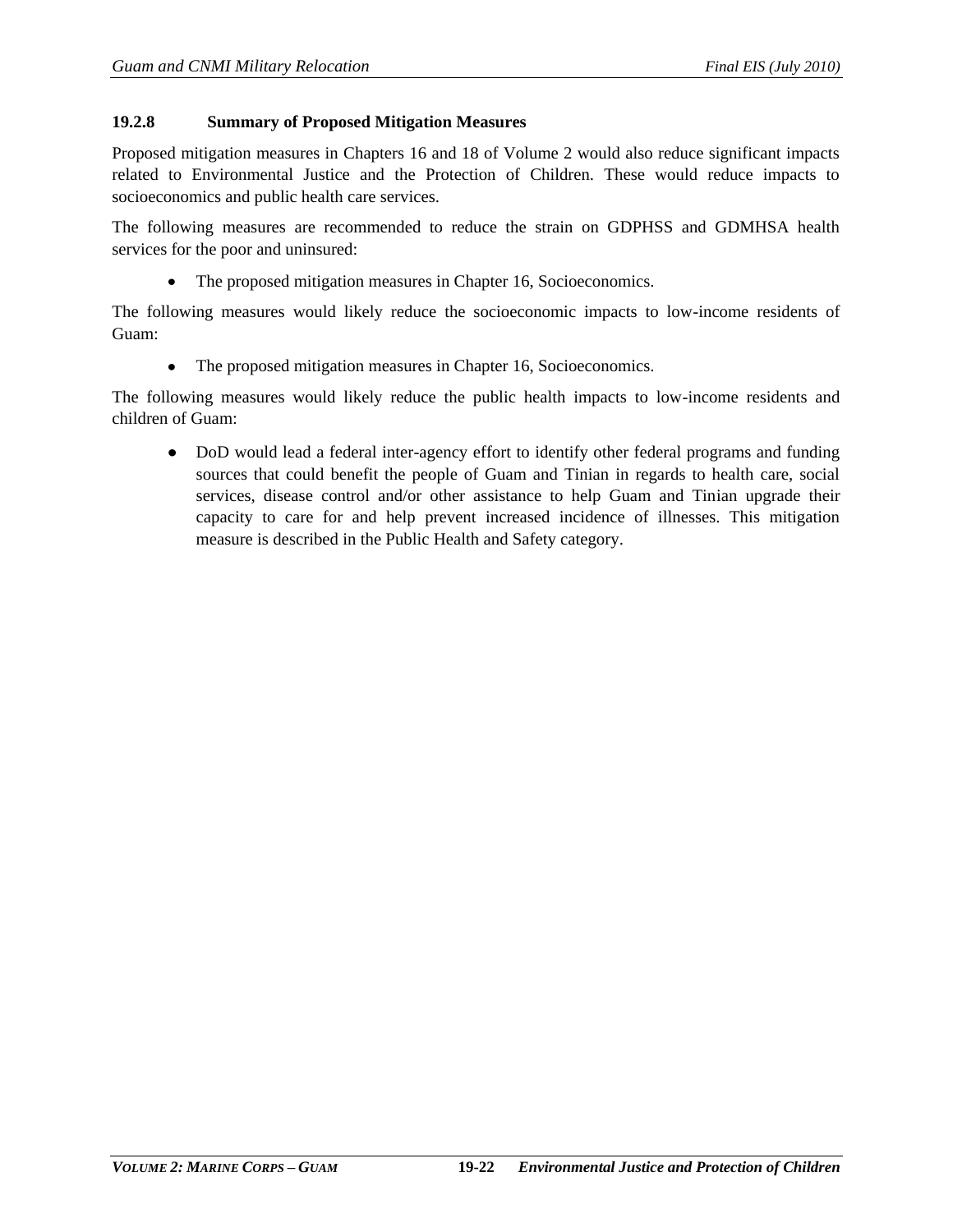### 19.2.8 Summary of Proposed Mitigation Measures

Proposed mitigation measures in Chapters 16 and 18 of Volume 2 would also reduce significant impacts related to Environmental Justice and the Protection of Children. These would reduce impacts to socioeconomics and public health care services.

The following measures are recommended to reduce the strain on GDPHSS and GDMHSA health services for the poor and uninsured:

- The proposed mitigation measures in Chapter 16, Socioeconomics.

The following measures would likely reduce the socioeconomic impacts to low-income residents of Guam:

- The proposed mitigation measures in Chapter 16, Socioeconomics.

The following measures would likely reduce the public health impacts to low-income residents and children of Guam:

- DoD would lead a federal inter-agency effort to identify other federal programs and funding sources that could benefit the people of Guam and Tinian in regards to health care, social services, disease control and/or other assistance to help Guam and Tinian upgrade their capacity to care for and help prevent increased incidence of illnesses. This mitigation measure is described in the Public Health and Safety category.